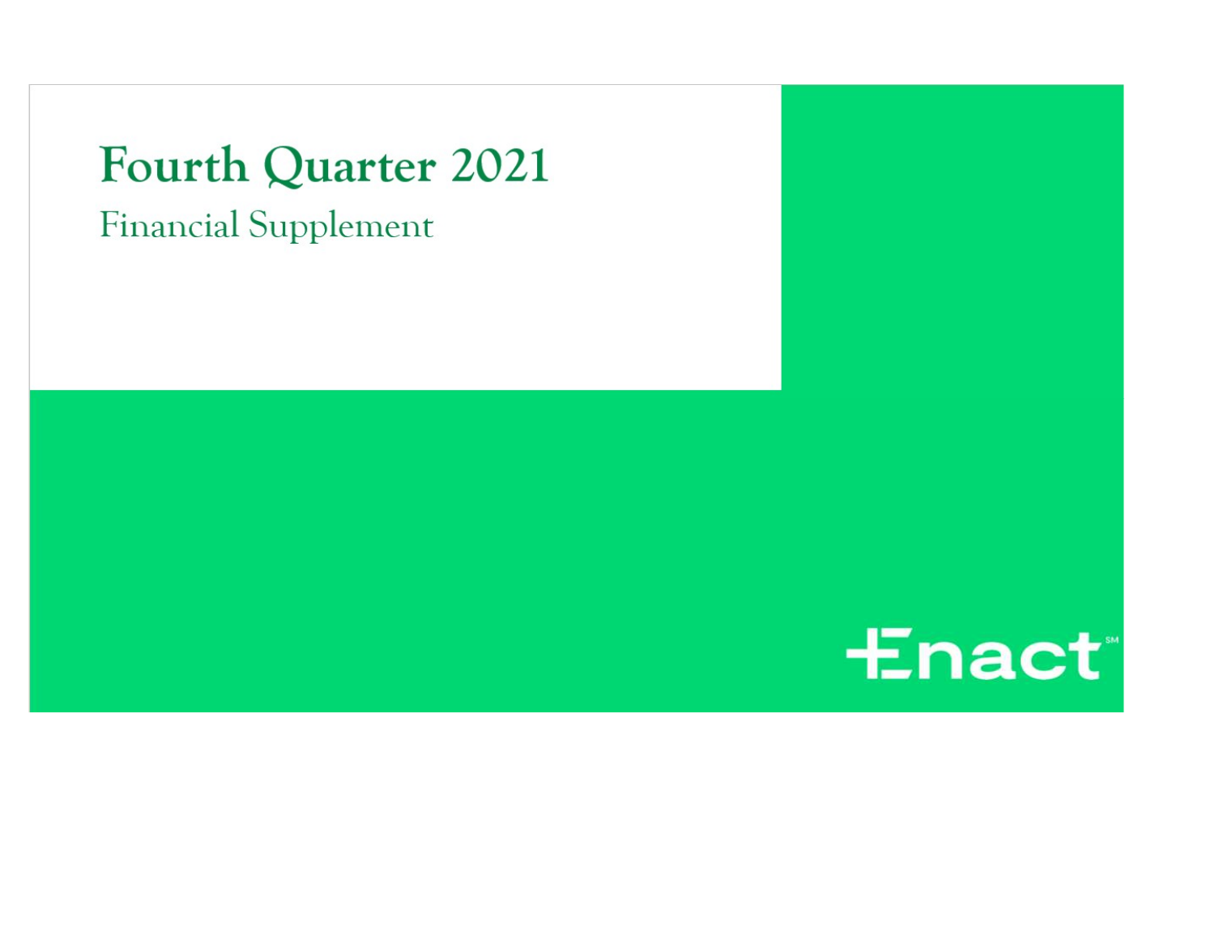# Fourth Quarter 2021

## Financial Supplement

Enact℠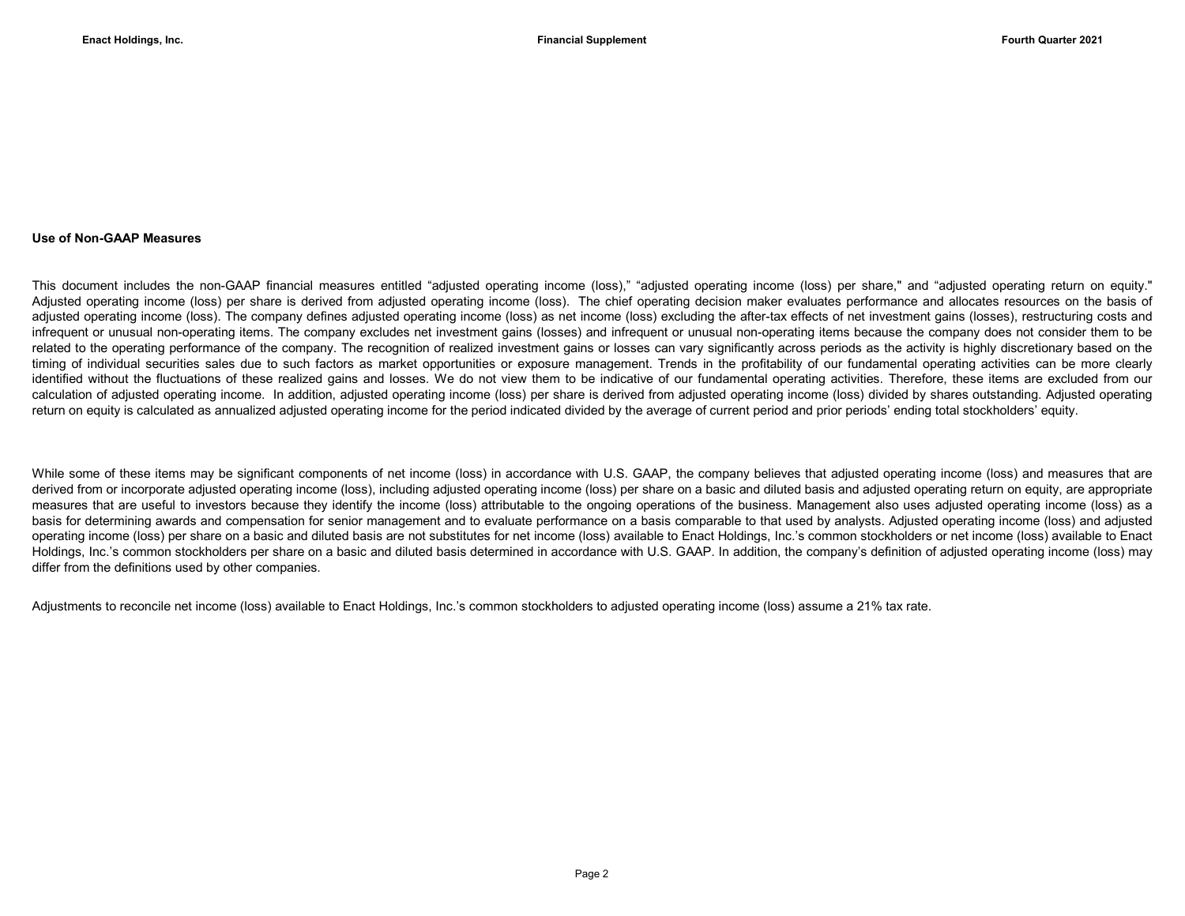## Use of Non-GAAP Measures

This document includes the non-GAAP financial measures entitled “adjusted operating income (loss),” “adjusted operating income (loss) per share," and “adjusted operating return on equity." Adjusted operating income (loss) per share is derived from adjusted operating income (loss). The chief operating decision maker evaluates performance and allocates resources on the basis of adjusted operating income (loss). The company defines adjusted operating income (loss) as net income (loss) excluding the after-tax effects of net investment gains (losses), restructuring costs and infrequent or unusual non-operating items. The company excludes net investment gains (losses) and infrequent or unusual non-operating items because the company does not consider them to be related to the operating performance of the company. The recognition of realized investment gains or losses can vary significantly across periods as the activity is highly discretionary based on the timing of individual securities sales due to such factors as market opportunities or exposure management. Trends in the profitability of our fundamental operating activities can be more clearly identified without the fluctuations of these realized gains and losses. We do not view them to be indicative of our fundamental operating activities. Therefore, these items are excluded from our calculation of adjusted operating income. In addition, adjusted operating income (loss) per share is derived from adjusted operating income (loss) divided by shares outstanding. Adjusted operating return on equity is calculated as annualized adjusted operating income for the period indicated divided by the average of current period and prior periods’ ending total stockholders’ equity.

While some of these items may be significant components of net income (loss) in accordance with U.S. GAAP, the company believes that adjusted operating income (loss) and measures that are derived from or incorporate adjusted operating income (loss), including adjusted operating income (loss) per share on a basic and diluted basis and adjusted operating return on equity, are appropriate measures that are useful to investors because they identify the income (loss) attributable to the ongoing operations of the business. Management also uses adjusted operating income (loss) as a basis for determining awards and compensation for senior management and to evaluate performance on a basis comparable to that used by analysts. Adjusted operating income (loss) and adjusted operating income (loss) per share on a basic and diluted basis are not substitutes for net income (loss) available to Enact Holdings, Inc.’s common stockholders or net income (loss) available to Enact Holdings, Inc.’s common stockholders per share on a basic and diluted basis determined in accordance with U.S. GAAP. In addition, the company’s definition of adjusted operating income (loss) may differ from the definitions used by other companies.

Adjustments to reconcile net income (loss) available to Enact Holdings, Inc.’s common stockholders to adjusted operating income (loss) assume a 21% tax rate.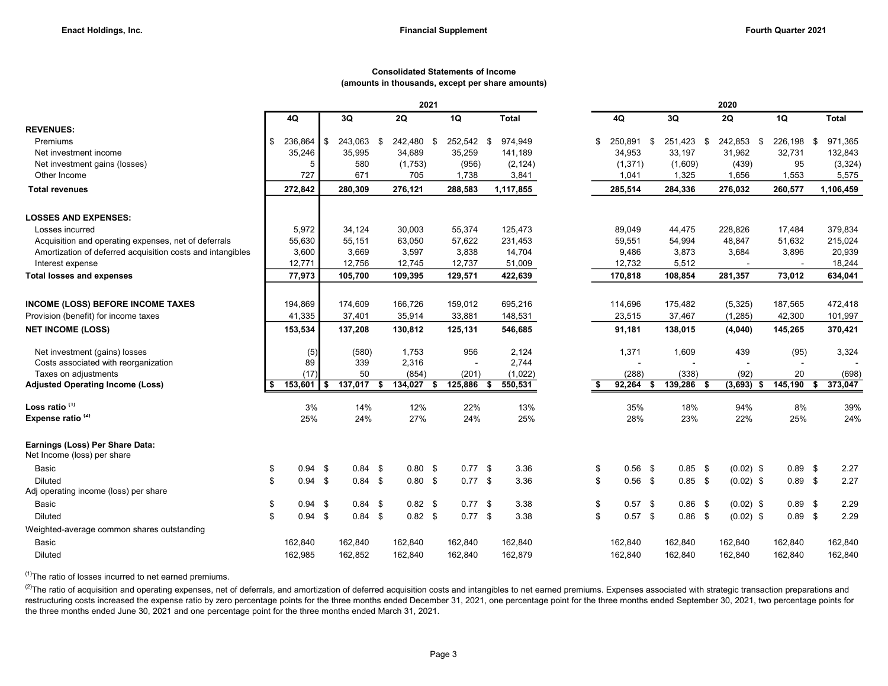## Consolidated Statements of Income
### (amounts in thousands, except per share amounts)

| | 2021 | | | | | 2020 | | | | |
|---|---|---|---|---|---|---|---|---|---|---|
| | 4Q | 3Q | 2Q | 1Q | Total | 4Q | 3Q | 2Q | 1Q | Total |
| **REVENUES:** | | | | | | | | | | |
| Premiums | $ 236,864 | $ 243,063 | $ 242,480 | $ 252,542 | $ 974,949 | $ 250,891 | $ 251,423 | $ 242,853 | $ 226,198 | $ 971,365 |
| Net investment income | 35,246 | 35,995 | 34,689 | 35,259 | 141,189 | 34,953 | 33,197 | 31,962 | 32,731 | 132,843 |
| Net investment gains (losses) | 5 | 580 | (1,753) | (956) | (2,124) | (1,371) | (1,609) | (439) | 95 | (3,324) |
| Other Income | 727 | 671 | 705 | 1,738 | 3,841 | 1,041 | 1,325 | 1,656 | 1,553 | 5,575 |
| **Total revenues** | **272,842** | **280,309** | **276,121** | **288,583** | **1,117,855** | **285,514** | **284,336** | **276,032** | **260,577** | **1,106,459** |
| **LOSSES AND EXPENSES:** | | | | | | | | | | |
| Losses incurred | 5,972 | 34,124 | 30,003 | 55,374 | 125,473 | 89,049 | 44,475 | 228,826 | 17,484 | 379,834 |
| Acquisition and operating expenses, net of deferrals | 55,630 | 55,151 | 63,050 | 57,622 | 231,453 | 59,551 | 54,994 | 48,847 | 51,632 | 215,024 |
| Amortization of deferred acquisition costs and intangibles | 3,600 | 3,669 | 3,597 | 3,838 | 14,704 | 9,486 | 3,873 | 3,684 | 3,896 | 20,939 |
| Interest expense | 12,771 | 12,756 | 12,745 | 12,737 | 51,009 | 12,732 | 5,512 | - | - | 18,244 |
| **Total losses and expenses** | **77,973** | **105,700** | **109,395** | **129,571** | **422,639** | **170,818** | **108,854** | **281,357** | **73,012** | **634,041** |
| **INCOME (LOSS) BEFORE INCOME TAXES** | 194,869 | 174,609 | 166,726 | 159,012 | 695,216 | 114,696 | 175,482 | (5,325) | 187,565 | 472,418 |
| Provision (benefit) for income taxes | 41,335 | 37,401 | 35,914 | 33,881 | 148,531 | 23,515 | 37,467 | (1,285) | 42,300 | 101,997 |
| **NET INCOME (LOSS)** | **153,534** | **137,208** | **130,812** | **125,131** | **546,685** | **91,181** | **138,015** | **(4,040)** | **145,265** | **370,421** |
| Net investment (gains) losses | (5) | (580) | 1,753 | 956 | 2,124 | 1,371 | 1,609 | 439 | (95) | 3,324 |
| Costs associated with reorganization | 89 | 339 | 2,316 | - | 2,744 | - | - | - | - | - |
| Taxes on adjustments | (17) | 50 | (854) | (201) | (1,022) | (288) | (338) | (92) | 20 | (698) |
| **Adjusted Operating Income (Loss)** | **$ 153,601** | **$ 137,017** | **$ 134,027** | **$ 125,886** | **$ 550,531** | **$ 92,264** | **$ 139,286** | **$ (3,693)** | **$ 145,190** | **$ 373,047** |
| **Loss ratio** [1] | 3% | 14% | 12% | 22% | 13% | 35% | 18% | 94% | 8% | 39% |
| **Expense ratio** [2] | 25% | 24% | 27% | 24% | 25% | 28% | 23% | 22% | 25% | 24% |
| **Earnings (Loss) Per Share Data:** | | | | | | | | | | |
| Net Income (loss) per share | | | | | | | | | | |
| Basic | $ 0.94 | $ 0.84 | $ 0.80 | $ 0.77 | $ 3.36 | $ 0.56 | $ 0.85 | $ (0.02) | $ 0.89 | $ 2.27 |
| Diluted | $ 0.94 | $ 0.84 | $ 0.80 | $ 0.77 | $ 3.36 | $ 0.56 | $ 0.85 | $ (0.02) | $ 0.89 | $ 2.27 |
| Adj operating income (loss) per share | | | | | | | | | | |
| Basic | $ 0.94 | $ 0.84 | $ 0.82 | $ 0.77 | $ 3.38 | $ 0.57 | $ 0.86 | $ (0.02) | $ 0.89 | $ 2.29 |
| Diluted | $ 0.94 | $ 0.84 | $ 0.82 | $ 0.77 | $ 3.38 | $ 0.57 | $ 0.86 | $ (0.02) | $ 0.89 | $ 2.29 |
| Weighted-average common shares outstanding | | | | | | | | | | |
| Basic | 162,840 | 162,840 | 162,840 | 162,840 | 162,840 | 162,840 | 162,840 | 162,840 | 162,840 | 162,840 |
| Diluted | 162,985 | 162,852 | 162,840 | 162,840 | 162,879 | 162,840 | 162,840 | 162,840 | 162,840 | 162,840 |

[1] The ratio of losses incurred to net earned premiums.

[2] The ratio of acquisition and operating expenses, net of deferrals, and amortization of deferred acquisition costs and intangibles to net earned premiums. Expenses associated with strategic transaction preparations and restructuring costs increased the expense ratio by zero percentage points for the three months ended December 31, 2021, one percentage point for the three months ended September 30, 2021, two percentage points for the three months ended June 30, 2021 and one percentage point for the three months ended March 31, 2021.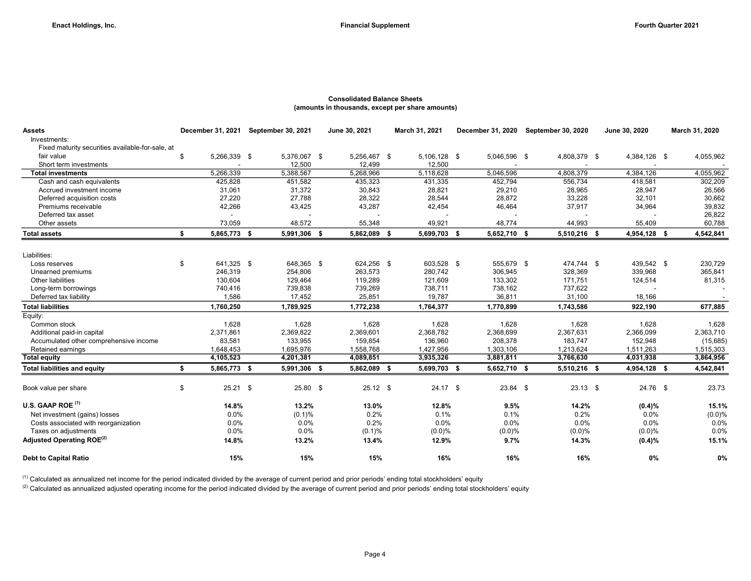## Consolidated Balance Sheets
### (amounts in thousands, except per share amounts)

| Assets | December 31, 2021 | September 30, 2021 | June 30, 2021 | March 31, 2021 | December 31, 2020 | September 30, 2020 | June 30, 2020 | March 31, 2020 |
|---|---|---|---|---|---|---|---|---|
| Investments: | | | | | | | | |
| Fixed maturity securities available-for-sale, at fair value | $ 5,266,339 | $ 5,376,067 | $ 5,256,467 | $ 5,106,128 | $ 5,046,596 | $ 4,808,379 | $ 4,384,126 | $ 4,055,962 |
| Short term investments | - | 12,500 | 12,499 | 12,500 | - | - | - | - |
| **Total investments** | 5,266,339 | 5,388,567 | 5,268,966 | 5,118,628 | 5,046,596 | 4,808,379 | 4,384,126 | 4,055,962 |
| Cash and cash equivalents | 425,828 | 451,582 | 435,323 | 431,335 | 452,794 | 556,734 | 418,581 | 302,209 |
| Accrued investment income | 31,061 | 31,372 | 30,843 | 28,821 | 29,210 | 28,965 | 28,947 | 26,566 |
| Deferred acquisition costs | 27,220 | 27,788 | 28,322 | 28,544 | 28,872 | 33,228 | 32,101 | 30,662 |
| Premiums receivable | 42,266 | 43,425 | 43,287 | 42,454 | 46,464 | 37,917 | 34,964 | 39,832 |
| Deferred tax asset | - | - | - | - | - | - | - | 26,822 |
| Other assets | 73,059 | 48,572 | 55,348 | 49,921 | 48,774 | 44,993 | 55,409 | 60,788 |
| **Total assets** | **$ 5,865,773** | **$ 5,991,306** | **$ 5,862,089** | **$ 5,699,703** | **$ 5,652,710** | **$ 5,510,216** | **$ 4,954,128** | **$ 4,542,841** |
| | | | | | | | | |
| Liabilities: | | | | | | | | |
| Loss reserves | $ 641,325 | $ 648,365 | $ 624,256 | $ 603,528 | $ 555,679 | $ 474,744 | $ 439,542 | $ 230,729 |
| Unearned premiums | 246,319 | 254,806 | 263,573 | 280,742 | 306,945 | 328,369 | 339,968 | 365,841 |
| Other liabilities | 130,604 | 129,464 | 119,289 | 121,609 | 133,302 | 171,751 | 124,514 | 81,315 |
| Long-term borrowings | 740,416 | 739,838 | 739,269 | 738,711 | 738,162 | 737,622 | - | - |
| Deferred tax liability | 1,586 | 17,452 | 25,851 | 19,787 | 36,811 | 31,100 | 18,166 | - |
| **Total liabilities** | **1,760,250** | **1,789,925** | **1,772,238** | **1,764,377** | **1,770,899** | **1,743,586** | **922,190** | **677,885** |
| Equity: | | | | | | | | |
| Common stock | 1,628 | 1,628 | 1,628 | 1,628 | 1,628 | 1,628 | 1,628 | 1,628 |
| Additional paid-in capital | 2,371,861 | 2,369,822 | 2,369,601 | 2,368,782 | 2,368,699 | 2,367,631 | 2,366,099 | 2,363,710 |
| Accumulated other comprehensive income | 83,581 | 133,955 | 159,854 | 136,960 | 208,378 | 183,747 | 152,948 | (15,685) |
| Retained earnings | 1,648,453 | 1,695,976 | 1,558,768 | 1,427,956 | 1,303,106 | 1,213,624 | 1,511,263 | 1,515,303 |
| **Total equity** | **4,105,523** | **4,201,381** | **4,089,851** | **3,935,326** | **3,881,811** | **3,766,630** | **4,031,938** | **3,864,956** |
| **Total liabilities and equity** | **$ 5,865,773** | **$ 5,991,306** | **$ 5,862,089** | **$ 5,699,703** | **$ 5,652,710** | **$ 5,510,216** | **$ 4,954,128** | **$ 4,542,841** |
| | | | | | | | | |
| Book value per share | $ 25.21 | $ 25.80 | $ 25.12 | $ 24.17 | $ 23.84 | $ 23.13 | $ 24.76 | $ 23.73 |
| | | | | | | | | |
| **U.S. GAAP ROE** [1] | **14.8%** | **13.2%** | **13.0%** | **12.8%** | **9.5%** | **14.2%** | **(0.4)%** | **15.1%** |
| Net investment (gains) losses | 0.0% | (0.1)% | 0.2% | 0.1% | 0.1% | 0.2% | 0.0% | (0.0)% |
| Costs associated with reorganization | 0.0% | 0.0% | 0.2% | 0.0% | 0.0% | 0.0% | 0.0% | 0.0% |
| Taxes on adjustments | 0.0% | 0.0% | (0.1)% | (0.0)% | (0.0)% | (0.0)% | (0.0)% | 0.0% |
| **Adjusted Operating ROE**[2] | **14.8%** | **13.2%** | **13.4%** | **12.9%** | **9.7%** | **14.3%** | **(0.4)%** | **15.1%** |
| | | | | | | | | |
| **Debt to Capital Ratio** | **15%** | **15%** | **15%** | **16%** | **16%** | **16%** | **0%** | **0%** |

[1] Calculated as annualized net income for the period indicated divided by the average of current period and prior periods' ending total stockholders' equity

[2] Calculated as annualized adjusted operating income for the period indicated divided by the average of current period and prior periods' ending total stockholders' equity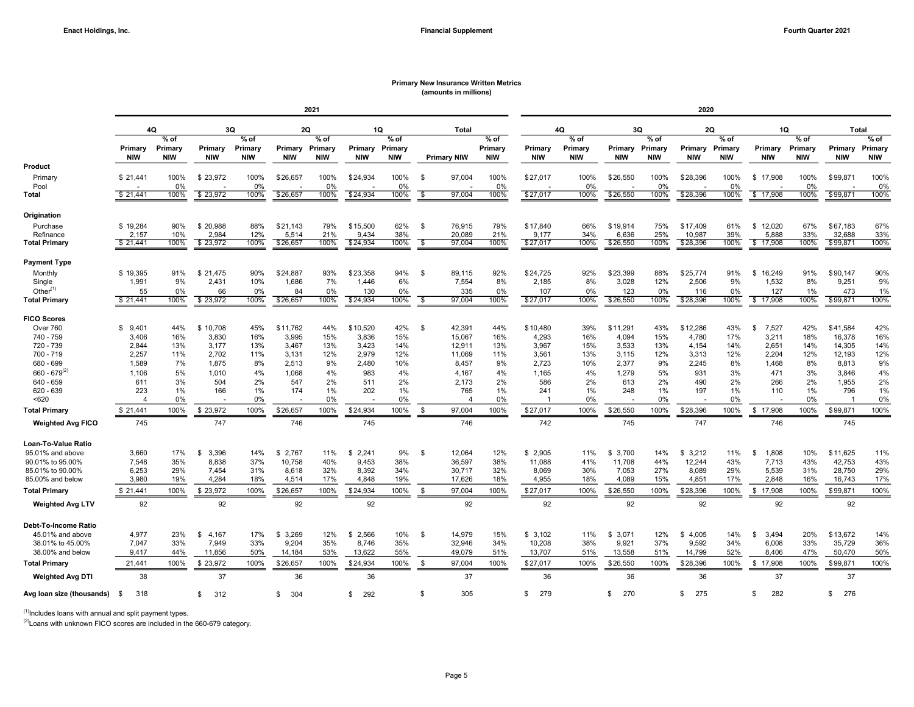## Primary New Insurance Written Metrics
(amounts in millions)

| | 2021 | | | | | | | | | | 2020 | | | | | | | | | |
|---|---|---|---|---|---|---|---|---|---|---|---|---|---|---|---|---|---|---|---|---|
| | 4Q | | 3Q | | 2Q | | 1Q | | Total | | 4Q | | 3Q | | 2Q | | 1Q | | Total | |
| | Primary NIW | % of Primary NIW | Primary NIW | % of Primary NIW | Primary NIW | % of Primary NIW | Primary NIW | % of Primary NIW | Primary NIW | % of Primary NIW | Primary NIW | % of Primary NIW | Primary NIW | % of Primary NIW | Primary NIW | % of Primary NIW | Primary NIW | % of Primary NIW | Primary NIW | % of Primary NIW |
| **Product** | | | | | | | | | | | | | | | | | | | | |
| Primary | $ 21,441 | 100% | $ 23,972 | 100% | $ 26,657 | 100% | $ 24,934 | 100% | $ 97,004 | 100% | $ 27,017 | 100% | $ 26,550 | 100% | $ 28,396 | 100% | $ 17,908 | 100% | $ 99,871 | 100% |
| Pool | - | 0% | - | 0% | - | 0% | - | 0% | - | 0% | - | 0% | - | 0% | - | 0% | - | 0% | - | 0% |
| **Total** | $ 21,441 | 100% | $ 23,972 | 100% | $ 26,657 | 100% | $ 24,934 | 100% | $ 97,004 | 100% | $ 27,017 | 100% | $ 26,550 | 100% | $ 28,396 | 100% | $ 17,908 | 100% | $ 99,871 | 100% |
| **Origination** | | | | | | | | | | | | | | | | | | | | |
| Purchase | $ 19,284 | 90% | $ 20,988 | 88% | $ 21,143 | 79% | $ 15,500 | 62% | $ 76,915 | 79% | $ 17,840 | 66% | $ 19,914 | 75% | $ 17,409 | 61% | $ 12,020 | 67% | $ 67,183 | 67% |
| Refinance | 2,157 | 10% | 2,984 | 12% | 5,514 | 21% | 9,434 | 38% | 20,089 | 21% | 9,177 | 34% | 6,636 | 25% | 10,987 | 39% | 5,888 | 33% | 32,688 | 33% |
| **Total Primary** | $ 21,441 | 100% | $ 23,972 | 100% | $ 26,657 | 100% | $ 24,934 | 100% | $ 97,004 | 100% | $ 27,017 | 100% | $ 26,550 | 100% | $ 28,396 | 100% | $ 17,908 | 100% | $ 99,871 | 100% |
| **Payment Type** | | | | | | | | | | | | | | | | | | | | |
| Monthly | $ 19,395 | 91% | $ 21,475 | 90% | $ 24,887 | 93% | $ 23,358 | 94% | $ 89,115 | 92% | $ 24,725 | 92% | $ 23,399 | 88% | $ 25,774 | 91% | $ 16,249 | 91% | $ 90,147 | 90% |
| Single | 1,991 | 9% | 2,431 | 10% | 1,686 | 7% | 1,446 | 6% | 7,554 | 8% | 2,185 | 8% | 3,028 | 12% | 2,506 | 9% | 1,532 | 8% | 9,251 | 9% |
| Other[1] | 55 | 0% | 66 | 0% | 84 | 0% | 130 | 0% | 335 | 0% | 107 | 0% | 123 | 0% | 116 | 0% | 127 | 1% | 473 | 1% |
| **Total Primary** | $ 21,441 | 100% | $ 23,972 | 100% | $ 26,657 | 100% | $ 24,934 | 100% | $ 97,004 | 100% | $ 27,017 | 100% | $ 26,550 | 100% | $ 28,396 | 100% | $ 17,908 | 100% | $ 99,871 | 100% |
| **FICO Scores** | | | | | | | | | | | | | | | | | | | | |
| Over 760 | $ 9,401 | 44% | $ 10,708 | 45% | $ 11,762 | 44% | $ 10,520 | 42% | $ 42,391 | 44% | $ 10,480 | 39% | $ 11,291 | 43% | $ 12,286 | 43% | $ 7,527 | 42% | $ 41,584 | 42% |
| 740 - 759 | 3,406 | 16% | 3,830 | 16% | 3,995 | 15% | 3,836 | 15% | 15,067 | 16% | 4,293 | 16% | 4,094 | 15% | 4,780 | 17% | 3,211 | 18% | 16,378 | 16% |
| 720 - 739 | 2,844 | 13% | 3,177 | 13% | 3,467 | 13% | 3,423 | 14% | 12,911 | 13% | 3,967 | 15% | 3,533 | 13% | 4,154 | 14% | 2,651 | 14% | 14,305 | 14% |
| 700 - 719 | 2,257 | 11% | 2,702 | 11% | 3,131 | 12% | 2,979 | 12% | 11,069 | 11% | 3,561 | 13% | 3,115 | 12% | 3,313 | 12% | 2,204 | 12% | 12,193 | 12% |
| 680 - 699 | 1,589 | 7% | 1,875 | 8% | 2,513 | 9% | 2,480 | 10% | 8,457 | 9% | 2,723 | 10% | 2,377 | 9% | 2,245 | 8% | 1,468 | 8% | 8,813 | 9% |
| 660 - 679[2] | 1,106 | 5% | 1,010 | 4% | 1,068 | 4% | 983 | 4% | 4,167 | 4% | 1,165 | 4% | 1,279 | 5% | 931 | 3% | 471 | 3% | 3,846 | 4% |
| 640 - 659 | 611 | 3% | 504 | 2% | 547 | 2% | 511 | 2% | 2,173 | 2% | 586 | 2% | 613 | 2% | 490 | 2% | 266 | 2% | 1,955 | 2% |
| 620 - 639 | 223 | 1% | 166 | 1% | 174 | 1% | 202 | 1% | 765 | 1% | 241 | 1% | 248 | 1% | 197 | 1% | 110 | 1% | 796 | 1% |
| <620 | 4 | 0% | - | 0% | - | 0% | - | 0% | 4 | 0% | 1 | 0% | - | 0% | - | 0% | - | 0% | 1 | 0% |
| **Total Primary** | $ 21,441 | 100% | $ 23,972 | 100% | $ 26,657 | 100% | $ 24,934 | 100% | $ 97,004 | 100% | $ 27,017 | 100% | $ 26,550 | 100% | $ 28,396 | 100% | $ 17,908 | 100% | $ 99,871 | 100% |
| **Weighted Avg FICO** | 745 | | 747 | | 746 | | 745 | | 746 | | 742 | | 745 | | 747 | | 746 | | 745 | |
| **Loan-To-Value Ratio** | | | | | | | | | | | | | | | | | | | | |
| 95.01% and above | 3,660 | 17% | $ 3,396 | 14% | $ 2,767 | 11% | $ 2,241 | 9% | $ 12,064 | 12% | $ 2,905 | 11% | $ 3,700 | 14% | $ 3,212 | 11% | $ 1,808 | 10% | $ 11,625 | 11% |
| 90.01% to 95.00% | 7,548 | 35% | 8,838 | 37% | 10,758 | 40% | 9,453 | 38% | 36,597 | 38% | 11,088 | 41% | 11,708 | 44% | 12,244 | 43% | 7,713 | 43% | 42,753 | 43% |
| 85.01% to 90.00% | 6,253 | 29% | 7,454 | 31% | 8,618 | 32% | 8,392 | 34% | 30,717 | 32% | 8,069 | 30% | 7,053 | 27% | 8,089 | 29% | 5,539 | 31% | 28,750 | 29% |
| 85.00% and below | 3,980 | 19% | 4,284 | 18% | 4,514 | 17% | 4,848 | 19% | 17,626 | 18% | 4,955 | 18% | 4,089 | 15% | 4,851 | 17% | 2,848 | 16% | 16,743 | 17% |
| **Total Primary** | $ 21,441 | 100% | $ 23,972 | 100% | $ 26,657 | 100% | $ 24,934 | 100% | $ 97,004 | 100% | $ 27,017 | 100% | $ 26,550 | 100% | $ 28,396 | 100% | $ 17,908 | 100% | $ 99,871 | 100% |
| **Weighted Avg LTV** | 92 | | 92 | | 92 | | 92 | | 92 | | 92 | | 92 | | 92 | | 92 | | 92 | |
| **Debt-To-Income Ratio** | | | | | | | | | | | | | | | | | | | | |
| 45.01% and above | 4,977 | 23% | $ 4,167 | 17% | $ 3,269 | 12% | $ 2,566 | 10% | $ 14,979 | 15% | $ 3,102 | 11% | $ 3,071 | 12% | $ 4,005 | 14% | $ 3,494 | 20% | $ 13,672 | 14% |
| 38.01% to 45.00% | 7,047 | 33% | 7,949 | 33% | 9,204 | 35% | 8,746 | 35% | 32,946 | 34% | 10,208 | 38% | 9,921 | 37% | 9,592 | 34% | 6,008 | 33% | 35,729 | 36% |
| 38.00% and below | 9,417 | 44% | 11,856 | 50% | 14,184 | 53% | 13,622 | 55% | 49,079 | 51% | 13,707 | 51% | 13,558 | 51% | 14,799 | 52% | 8,406 | 47% | 50,470 | 50% |
| **Total Primary** | 21,441 | 100% | $ 23,972 | 100% | $ 26,657 | 100% | $ 24,934 | 100% | $ 97,004 | 100% | $ 27,017 | 100% | $ 26,550 | 100% | $ 28,396 | 100% | $ 17,908 | 100% | $ 99,871 | 100% |
| **Weighted Avg DTI** | 38 | | 37 | | 36 | | 36 | | 37 | | 36 | | 36 | | 36 | | 37 | | 37 | |
| **Avg loan size (thousands)** | $ 318 | | $ 312 | | $ 304 | | $ 292 | | $ 305 | | $ 279 | | $ 270 | | $ 275 | | $ 282 | | $ 276 | |

[1] Includes loans with annual and split payment types.

[2] Loans with unknown FICO scores are included in the 660-679 category.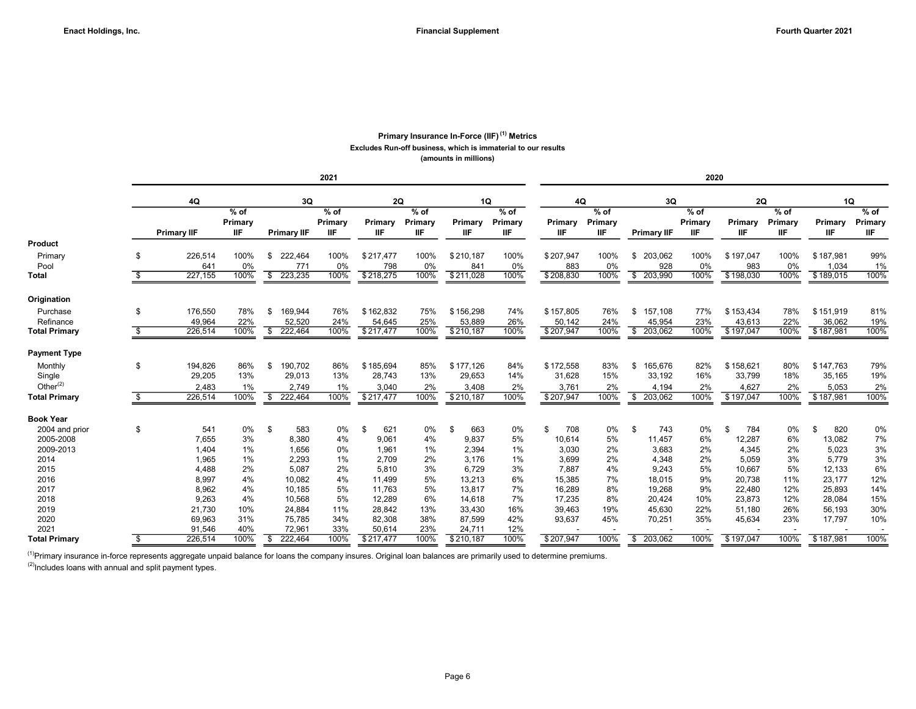## Primary Insurance In-Force (IIF)[1] Metrics

Excludes Run-off business, which is immaterial to our results

(amounts in millions)

| | 2021 | | | | | | | | 2020 | | | | | | | |
|---|---|---|---|---|---|---|---|---|---|---|---|---|---|---|---|---|
| | 4Q | | 3Q | | 2Q | | 1Q | | 4Q | | 3Q | | 2Q | | 1Q | |
| | Primary IIF | % of Primary IIF | Primary IIF | % of Primary IIF | Primary IIF | % of Primary IIF | Primary IIF | % of Primary IIF | Primary IIF | % of Primary IIF | Primary IIF | % of Primary IIF | Primary IIF | % of Primary IIF | Primary IIF | % of Primary IIF |
| **Product** | | | | | | | | | | | | | | | | |
| Primary | $ 226,514 | 100% | $ 222,464 | 100% | $ 217,477 | 100% | $ 210,187 | 100% | $ 207,947 | 100% | $ 203,062 | 100% | $ 197,047 | 100% | $ 187,981 | 99% |
| Pool | 641 | 0% | 771 | 0% | 798 | 0% | 841 | 0% | 883 | 0% | 928 | 0% | 983 | 0% | 1,034 | 1% |
| **Total** | $ 227,155 | 100% | $ 223,235 | 100% | $ 218,275 | 100% | $ 211,028 | 100% | $ 208,830 | 100% | $ 203,990 | 100% | $ 198,030 | 100% | $ 189,015 | 100% |
| **Origination** | | | | | | | | | | | | | | | | |
| Purchase | $ 176,550 | 78% | $ 169,944 | 76% | $ 162,832 | 75% | $ 156,298 | 74% | $ 157,805 | 76% | $ 157,108 | 77% | $ 153,434 | 78% | $ 151,919 | 81% |
| Refinance | 49,964 | 22% | 52,520 | 24% | 54,645 | 25% | 53,889 | 26% | 50,142 | 24% | 45,954 | 23% | 43,613 | 22% | 36,062 | 19% |
| **Total Primary** | $ 226,514 | 100% | $ 222,464 | 100% | $ 217,477 | 100% | $ 210,187 | 100% | $ 207,947 | 100% | $ 203,062 | 100% | $ 197,047 | 100% | $ 187,981 | 100% |
| **Payment Type** | | | | | | | | | | | | | | | | |
| Monthly | $ 194,826 | 86% | $ 190,702 | 86% | $ 185,694 | 85% | $ 177,126 | 84% | $ 172,558 | 83% | $ 165,676 | 82% | $ 158,621 | 80% | $ 147,763 | 79% |
| Single | 29,205 | 13% | 29,013 | 13% | 28,743 | 13% | 29,653 | 14% | 31,628 | 15% | 33,192 | 16% | 33,799 | 18% | 35,165 | 19% |
| Other[2] | 2,483 | 1% | 2,749 | 1% | 3,040 | 2% | 3,408 | 2% | 3,761 | 2% | 4,194 | 2% | 4,627 | 2% | 5,053 | 2% |
| **Total Primary** | $ 226,514 | 100% | $ 222,464 | 100% | $ 217,477 | 100% | $ 210,187 | 100% | $ 207,947 | 100% | $ 203,062 | 100% | $ 197,047 | 100% | $ 187,981 | 100% |
| **Book Year** | | | | | | | | | | | | | | | | |
| 2004 and prior | $ 541 | 0% | $ 583 | 0% | $ 621 | 0% | $ 663 | 0% | $ 708 | 0% | $ 743 | 0% | $ 784 | 0% | $ 820 | 0% |
| 2005-2008 | 7,655 | 3% | 8,380 | 4% | 9,061 | 4% | 9,837 | 5% | 10,614 | 5% | 11,457 | 6% | 12,287 | 6% | 13,082 | 7% |
| 2009-2013 | 1,404 | 1% | 1,656 | 0% | 1,961 | 1% | 2,394 | 1% | 3,030 | 2% | 3,683 | 2% | 4,345 | 2% | 5,023 | 3% |
| 2014 | 1,965 | 1% | 2,293 | 1% | 2,709 | 2% | 3,176 | 1% | 3,699 | 2% | 4,348 | 2% | 5,059 | 3% | 5,779 | 3% |
| 2015 | 4,488 | 2% | 5,087 | 2% | 5,810 | 3% | 6,729 | 3% | 7,887 | 4% | 9,243 | 5% | 10,667 | 5% | 12,133 | 6% |
| 2016 | 8,997 | 4% | 10,082 | 4% | 11,499 | 5% | 13,213 | 6% | 15,385 | 7% | 18,015 | 9% | 20,738 | 11% | 23,177 | 12% |
| 2017 | 8,962 | 4% | 10,185 | 5% | 11,763 | 5% | 13,817 | 7% | 16,289 | 8% | 19,268 | 9% | 22,480 | 12% | 25,893 | 14% |
| 2018 | 9,263 | 4% | 10,568 | 5% | 12,289 | 6% | 14,618 | 7% | 17,235 | 8% | 20,424 | 10% | 23,873 | 12% | 28,084 | 15% |
| 2019 | 21,730 | 10% | 24,884 | 11% | 28,842 | 13% | 33,430 | 16% | 39,463 | 19% | 45,630 | 22% | 51,180 | 26% | 56,193 | 30% |
| 2020 | 69,963 | 31% | 75,785 | 34% | 82,308 | 38% | 87,599 | 42% | 93,637 | 45% | 70,251 | 35% | 45,634 | 23% | 17,797 | 10% |
| 2021 | 91,546 | 40% | 72,961 | 33% | 50,614 | 23% | 24,711 | 12% | - | - | - | - | - | - | - | - |
| **Total Primary** | $ 226,514 | 100% | $ 222,464 | 100% | $ 217,477 | 100% | $ 210,187 | 100% | $ 207,947 | 100% | $ 203,062 | 100% | $ 197,047 | 100% | $ 187,981 | 100% |

[1] Primary insurance in-force represents aggregate unpaid balance for loans the company insures. Original loan balances are primarily used to determine premiums.

[2] Includes loans with annual and split payment types.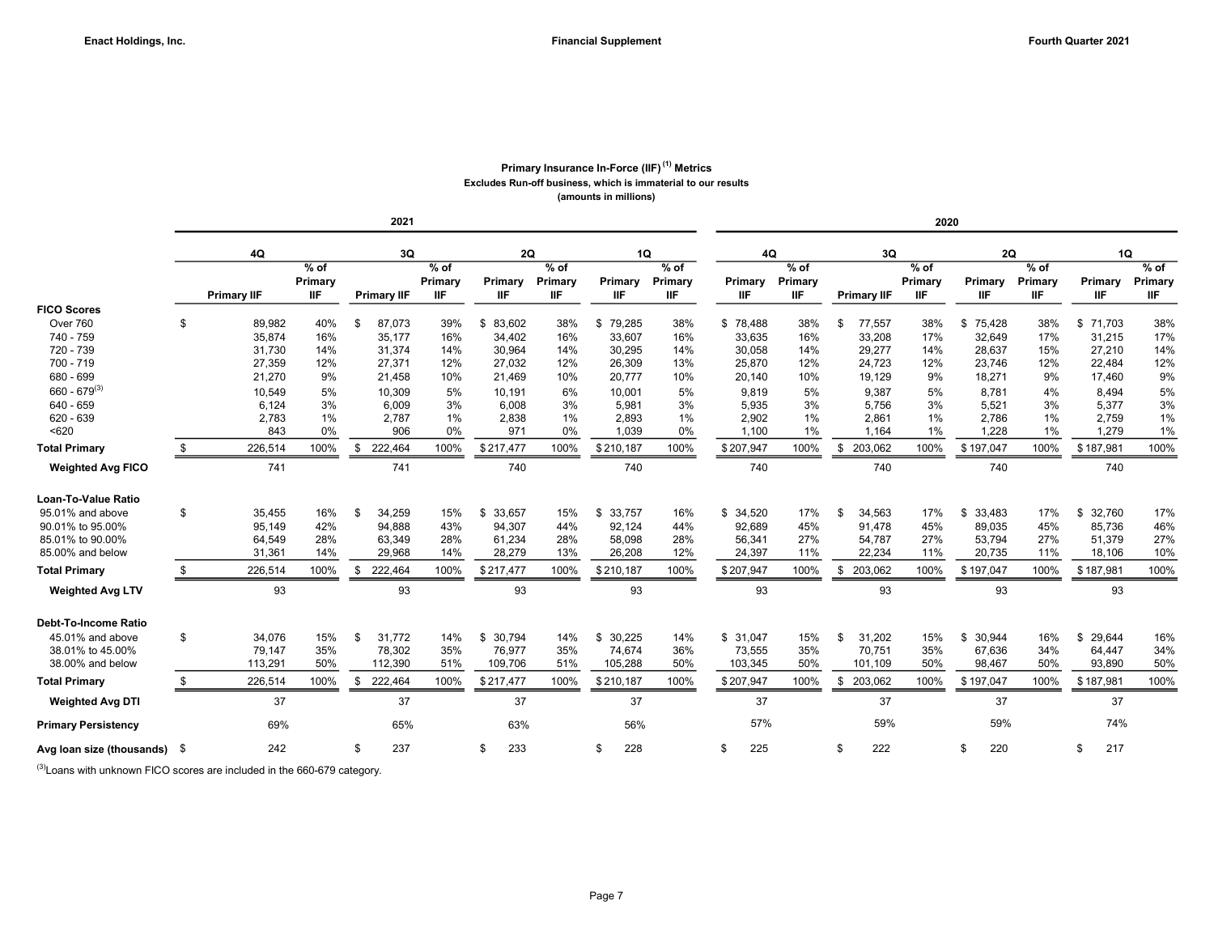## Primary Insurance In-Force (IIF)[1] Metrics

Excludes Run-off business, which is immaterial to our results

(amounts in millions)

| | 2021 | | | | | | | | 2020 | | | | | | | |
|---|---|---|---|---|---|---|---|---|---|---|---|---|---|---|---|---|
| | 4Q | | 3Q | | 2Q | | 1Q | | 4Q | | 3Q | | 2Q | | 1Q | |
| | Primary IIF | % of Primary IIF | Primary IIF | % of Primary IIF | Primary IIF | % of Primary IIF | Primary IIF | % of Primary IIF | Primary IIF | % of Primary IIF | Primary IIF | % of Primary IIF | Primary IIF | % of Primary IIF | Primary IIF | % of Primary IIF |
| **FICO Scores** | | | | | | | | | | | | | | | | |
| Over 760 | $ 89,982 | 40% | $ 87,073 | 39% | $ 83,602 | 38% | $ 79,285 | 38% | $ 78,488 | 38% | $ 77,557 | 38% | $ 75,428 | 38% | $ 71,703 | 38% |
| 740 - 759 | 35,874 | 16% | 35,177 | 16% | 34,402 | 16% | 33,607 | 16% | 33,635 | 16% | 33,208 | 17% | 32,649 | 17% | 31,215 | 17% |
| 720 - 739 | 31,730 | 14% | 31,374 | 14% | 30,964 | 14% | 30,295 | 14% | 30,058 | 14% | 29,277 | 14% | 28,637 | 15% | 27,210 | 14% |
| 700 - 719 | 27,359 | 12% | 27,371 | 12% | 27,032 | 12% | 26,309 | 13% | 25,870 | 12% | 24,723 | 12% | 23,746 | 12% | 22,484 | 12% |
| 680 - 699 | 21,270 | 9% | 21,458 | 10% | 21,469 | 10% | 20,777 | 10% | 20,140 | 10% | 19,129 | 9% | 18,271 | 9% | 17,460 | 9% |
| 660 - 679[3] | 10,549 | 5% | 10,309 | 5% | 10,191 | 6% | 10,001 | 5% | 9,819 | 5% | 9,387 | 5% | 8,781 | 4% | 8,494 | 5% |
| 640 - 659 | 6,124 | 3% | 6,009 | 3% | 6,008 | 3% | 5,981 | 3% | 5,935 | 3% | 5,756 | 3% | 5,521 | 3% | 5,377 | 3% |
| 620 - 639 | 2,783 | 1% | 2,787 | 1% | 2,838 | 1% | 2,893 | 1% | 2,902 | 1% | 2,861 | 1% | 2,786 | 1% | 2,759 | 1% |
| <620 | 843 | 0% | 906 | 0% | 971 | 0% | 1,039 | 0% | 1,100 | 1% | 1,164 | 1% | 1,228 | 1% | 1,279 | 1% |
| **Total Primary** | $ 226,514 | 100% | $ 222,464 | 100% | $ 217,477 | 100% | $ 210,187 | 100% | $ 207,947 | 100% | $ 203,062 | 100% | $ 197,047 | 100% | $ 187,981 | 100% |
| **Weighted Avg FICO** | 741 | | 741 | | 740 | | 740 | | 740 | | 740 | | 740 | | 740 | |
| **Loan-To-Value Ratio** | | | | | | | | | | | | | | | | |
| 95.01% and above | $ 35,455 | 16% | $ 34,259 | 15% | $ 33,657 | 15% | $ 33,757 | 16% | $ 34,520 | 17% | $ 34,563 | 17% | $ 33,483 | 17% | $ 32,760 | 17% |
| 90.01% to 95.00% | 95,149 | 42% | 94,888 | 43% | 94,307 | 44% | 92,124 | 44% | 92,689 | 45% | 91,478 | 45% | 89,035 | 45% | 85,736 | 46% |
| 85.01% to 90.00% | 64,549 | 28% | 63,349 | 28% | 61,234 | 28% | 58,098 | 28% | 56,341 | 27% | 54,787 | 27% | 53,794 | 27% | 51,379 | 27% |
| 85.00% and below | 31,361 | 14% | 29,968 | 14% | 28,279 | 13% | 26,208 | 12% | 24,397 | 11% | 22,234 | 11% | 20,735 | 11% | 18,106 | 10% |
| **Total Primary** | $ 226,514 | 100% | $ 222,464 | 100% | $ 217,477 | 100% | $ 210,187 | 100% | $ 207,947 | 100% | $ 203,062 | 100% | $ 197,047 | 100% | $ 187,981 | 100% |
| **Weighted Avg LTV** | 93 | | 93 | | 93 | | 93 | | 93 | | 93 | | 93 | | 93 | |
| **Debt-To-Income Ratio** | | | | | | | | | | | | | | | | |
| 45.01% and above | $ 34,076 | 15% | $ 31,772 | 14% | $ 30,794 | 14% | $ 30,225 | 14% | $ 31,047 | 15% | $ 31,202 | 15% | $ 30,944 | 16% | $ 29,644 | 16% |
| 38.01% to 45.00% | 79,147 | 35% | 78,302 | 35% | 76,977 | 35% | 74,674 | 36% | 73,555 | 35% | 70,751 | 35% | 67,636 | 34% | 64,447 | 34% |
| 38.00% and below | 113,291 | 50% | 112,390 | 51% | 109,706 | 51% | 105,288 | 50% | 103,345 | 50% | 101,109 | 50% | 98,467 | 50% | 93,890 | 50% |
| **Total Primary** | $ 226,514 | 100% | $ 222,464 | 100% | $ 217,477 | 100% | $ 210,187 | 100% | $ 207,947 | 100% | $ 203,062 | 100% | $ 197,047 | 100% | $ 187,981 | 100% |
| **Weighted Avg DTI** | 37 | | 37 | | 37 | | 37 | | 37 | | 37 | | 37 | | 37 | |
| **Primary Persistency** | 69% | | 65% | | 63% | | 56% | | 57% | | 59% | | 59% | | 74% | |
| **Avg loan size (thousands)** | $ 242 | | $ 237 | | $ 233 | | $ 228 | | $ 225 | | $ 222 | | $ 220 | | $ 217 | |

[3] Loans with unknown FICO scores are included in the 660-679 category.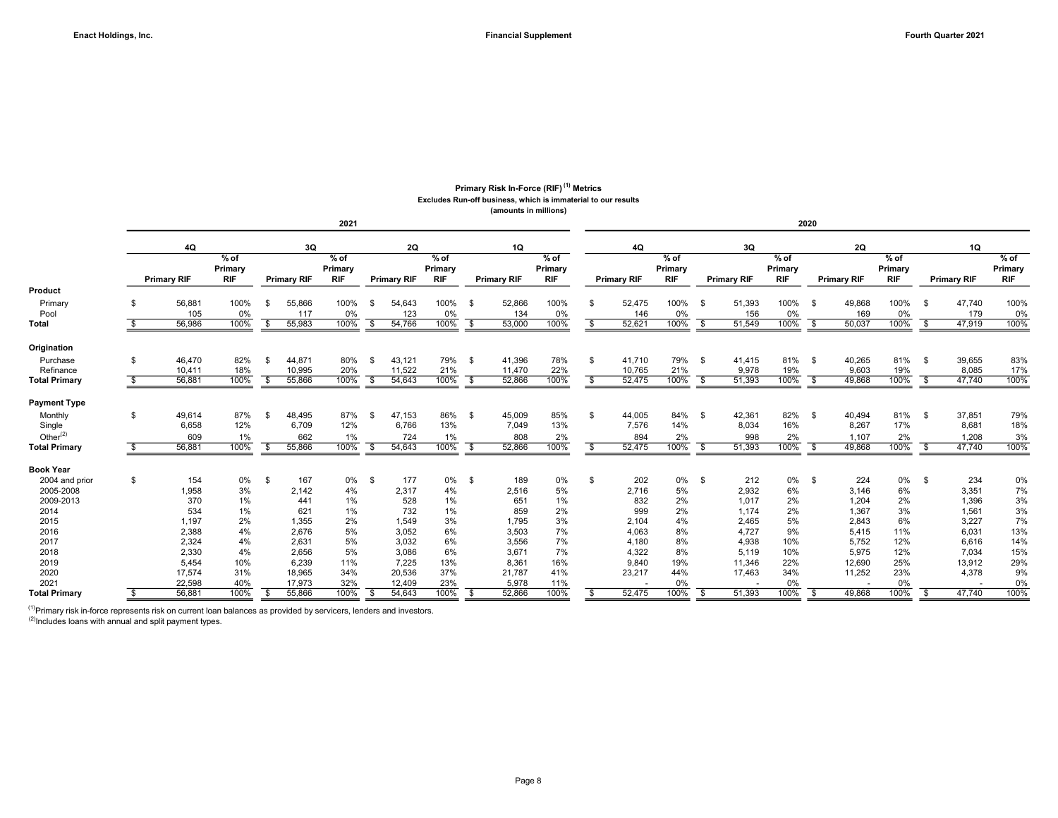## Primary Risk In-Force (RIF)[1] Metrics

Excludes Run-off business, which is immaterial to our results

(amounts in millions)

| | 2021 | | | | | | | | 2020 | | | | | | | |
|---|---|---|---|---|---|---|---|---|---|---|---|---|---|---|---|---|
| | 4Q | | 3Q | | 2Q | | 1Q | | 4Q | | 3Q | | 2Q | | 1Q | |
| | Primary RIF | % of Primary RIF | Primary RIF | % of Primary RIF | Primary RIF | % of Primary RIF | Primary RIF | % of Primary RIF | Primary RIF | % of Primary RIF | Primary RIF | % of Primary RIF | Primary RIF | % of Primary RIF | Primary RIF | % of Primary RIF |
| **Product** | | | | | | | | | | | | | | | | |
| Primary | $ 56,881 | 100% | $ 55,866 | 100% | $ 54,643 | 100% | $ 52,866 | 100% | $ 52,475 | 100% | $ 51,393 | 100% | $ 49,868 | 100% | $ 47,740 | 100% |
| Pool | 105 | 0% | 117 | 0% | 123 | 0% | 134 | 0% | 146 | 0% | 156 | 0% | 169 | 0% | 179 | 0% |
| **Total** | $ 56,986 | 100% | $ 55,983 | 100% | $ 54,766 | 100% | $ 53,000 | 100% | $ 52,621 | 100% | $ 51,549 | 100% | $ 50,037 | 100% | $ 47,919 | 100% |
| **Origination** | | | | | | | | | | | | | | | | |
| Purchase | $ 46,470 | 82% | $ 44,871 | 80% | $ 43,121 | 79% | $ 41,396 | 78% | $ 41,710 | 79% | $ 41,415 | 81% | $ 40,265 | 81% | $ 39,655 | 83% |
| Refinance | 10,411 | 18% | 10,995 | 20% | 11,522 | 21% | 11,470 | 22% | 10,765 | 21% | 9,978 | 19% | 9,603 | 19% | 8,085 | 17% |
| **Total Primary** | $ 56,881 | 100% | $ 55,866 | 100% | $ 54,643 | 100% | $ 52,866 | 100% | $ 52,475 | 100% | $ 51,393 | 100% | $ 49,868 | 100% | $ 47,740 | 100% |
| **Payment Type** | | | | | | | | | | | | | | | | |
| Monthly | $ 49,614 | 87% | $ 48,495 | 87% | $ 47,153 | 86% | $ 45,009 | 85% | $ 44,005 | 84% | $ 42,361 | 82% | $ 40,494 | 81% | $ 37,851 | 79% |
| Single | 6,658 | 12% | 6,709 | 12% | 6,766 | 13% | 7,049 | 13% | 7,576 | 14% | 8,034 | 16% | 8,267 | 17% | 8,681 | 18% |
| Other[2] | 609 | 1% | 662 | 1% | 724 | 1% | 808 | 2% | 894 | 2% | 998 | 2% | 1,107 | 2% | 1,208 | 3% |
| **Total Primary** | $ 56,881 | 100% | $ 55,866 | 100% | $ 54,643 | 100% | $ 52,866 | 100% | $ 52,475 | 100% | $ 51,393 | 100% | $ 49,868 | 100% | $ 47,740 | 100% |
| **Book Year** | | | | | | | | | | | | | | | | |
| 2004 and prior | $ 154 | 0% | $ 167 | 0% | $ 177 | 0% | $ 189 | 0% | $ 202 | 0% | $ 212 | 0% | $ 224 | 0% | $ 234 | 0% |
| 2005-2008 | 1,958 | 3% | 2,142 | 4% | 2,317 | 4% | 2,516 | 5% | 2,716 | 5% | 2,932 | 6% | 3,146 | 6% | 3,351 | 7% |
| 2009-2013 | 370 | 1% | 441 | 1% | 528 | 1% | 651 | 1% | 832 | 2% | 1,017 | 2% | 1,204 | 2% | 1,396 | 3% |
| 2014 | 534 | 1% | 621 | 1% | 732 | 1% | 859 | 2% | 999 | 2% | 1,174 | 2% | 1,367 | 3% | 1,561 | 3% |
| 2015 | 1,197 | 2% | 1,355 | 2% | 1,549 | 3% | 1,795 | 3% | 2,104 | 4% | 2,465 | 5% | 2,843 | 6% | 3,227 | 7% |
| 2016 | 2,388 | 4% | 2,676 | 5% | 3,052 | 6% | 3,503 | 7% | 4,063 | 8% | 4,727 | 9% | 5,415 | 11% | 6,031 | 13% |
| 2017 | 2,324 | 4% | 2,631 | 5% | 3,032 | 6% | 3,556 | 7% | 4,180 | 8% | 4,938 | 10% | 5,752 | 12% | 6,616 | 14% |
| 2018 | 2,330 | 4% | 2,656 | 5% | 3,086 | 6% | 3,671 | 7% | 4,322 | 8% | 5,119 | 10% | 5,975 | 12% | 7,034 | 15% |
| 2019 | 5,454 | 10% | 6,239 | 11% | 7,225 | 13% | 8,361 | 16% | 9,840 | 19% | 11,346 | 22% | 12,690 | 25% | 13,912 | 29% |
| 2020 | 17,574 | 31% | 18,965 | 34% | 20,536 | 37% | 21,787 | 41% | 23,217 | 44% | 17,463 | 34% | 11,252 | 23% | 4,378 | 9% |
| 2021 | 22,598 | 40% | 17,973 | 32% | 12,409 | 23% | 5,978 | 11% | - | 0% | - | 0% | - | 0% | - | 0% |
| **Total Primary** | $ 56,881 | 100% | $ 55,866 | 100% | $ 54,643 | 100% | $ 52,866 | 100% | $ 52,475 | 100% | $ 51,393 | 100% | $ 49,868 | 100% | $ 47,740 | 100% |

[1] Primary risk in-force represents risk on current loan balances as provided by servicers, lenders and investors.

[2] Includes loans with annual and split payment types.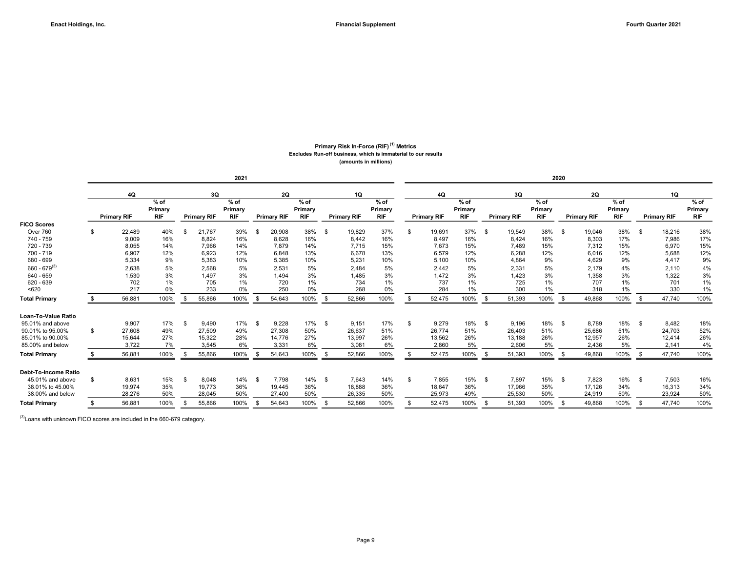## Primary Risk In-Force (RIF)[1] Metrics

Excludes Run-off business, which is immaterial to our results

(amounts in millions)

| | 2021 | | | | | | | | 2020 | | | | | | | |
|---|---|---|---|---|---|---|---|---|---|---|---|---|---|---|---|---|
| | 4Q | | 3Q | | 2Q | | 1Q | | 4Q | | 3Q | | 2Q | | 1Q | |
| | Primary RIF | % of Primary RIF | Primary RIF | % of Primary RIF | Primary RIF | % of Primary RIF | Primary RIF | % of Primary RIF | Primary RIF | % of Primary RIF | Primary RIF | % of Primary RIF | Primary RIF | % of Primary RIF | Primary RIF | % of Primary RIF |
| **FICO Scores** | | | | | | | | | | | | | | | | |
| Over 760 | $ 22,489 | 40% | $ 21,767 | 39% | $ 20,908 | 38% | $ 19,829 | 37% | $ 19,691 | 37% | $ 19,549 | 38% | $ 19,046 | 38% | $ 18,216 | 38% |
| 740 - 759 | 9,009 | 16% | 8,824 | 16% | 8,628 | 16% | 8,442 | 16% | 8,497 | 16% | 8,424 | 16% | 8,303 | 17% | 7,986 | 17% |
| 720 - 739 | 8,055 | 14% | 7,966 | 14% | 7,879 | 14% | 7,715 | 15% | 7,673 | 15% | 7,489 | 15% | 7,312 | 15% | 6,970 | 15% |
| 700 - 719 | 6,907 | 12% | 6,923 | 12% | 6,848 | 13% | 6,678 | 13% | 6,579 | 12% | 6,288 | 12% | 6,016 | 12% | 5,688 | 12% |
| 680 - 699 | 5,334 | 9% | 5,383 | 10% | 5,385 | 10% | 5,231 | 10% | 5,100 | 10% | 4,864 | 9% | 4,629 | 9% | 4,417 | 9% |
| 660 - 679[3] | 2,638 | 5% | 2,568 | 5% | 2,531 | 5% | 2,484 | 5% | 2,442 | 5% | 2,331 | 5% | 2,179 | 4% | 2,110 | 4% |
| 640 - 659 | 1,530 | 3% | 1,497 | 3% | 1,494 | 3% | 1,485 | 3% | 1,472 | 3% | 1,423 | 3% | 1,358 | 3% | 1,322 | 3% |
| 620 - 639 | 702 | 1% | 705 | 1% | 720 | 1% | 734 | 1% | 737 | 1% | 725 | 1% | 707 | 1% | 701 | 1% |
| <620 | 217 | 0% | 233 | 0% | 250 | 0% | 268 | 0% | 284 | 1% | 300 | 1% | 318 | 1% | 330 | 1% |
| **Total Primary** | $ 56,881 | 100% | $ 55,866 | 100% | $ 54,643 | 100% | $ 52,866 | 100% | $ 52,475 | 100% | $ 51,393 | 100% | $ 49,868 | 100% | $ 47,740 | 100% |
| **Loan-To-Value Ratio** | | | | | | | | | | | | | | | | |
| 95.01% and above | 9,907 | 17% | $ 9,490 | 17% | $ 9,228 | 17% | $ 9,151 | 17% | $ 9,279 | 18% | $ 9,196 | 18% | $ 8,789 | 18% | $ 8,482 | 18% |
| 90.01% to 95.00% | $ 27,608 | 49% | 27,509 | 49% | 27,308 | 50% | 26,637 | 51% | 26,774 | 51% | 26,403 | 51% | 25,686 | 51% | 24,703 | 52% |
| 85.01% to 90.00% | 15,644 | 27% | 15,322 | 28% | 14,776 | 27% | 13,997 | 26% | 13,562 | 26% | 13,188 | 26% | 12,957 | 26% | 12,414 | 26% |
| 85.00% and below | 3,722 | 7% | 3,545 | 6% | 3,331 | 6% | 3,081 | 6% | 2,860 | 5% | 2,606 | 5% | 2,436 | 5% | 2,141 | 4% |
| **Total Primary** | $ 56,881 | 100% | $ 55,866 | 100% | $ 54,643 | 100% | $ 52,866 | 100% | $ 52,475 | 100% | $ 51,393 | 100% | $ 49,868 | 100% | $ 47,740 | 100% |
| **Debt-To-Income Ratio** | | | | | | | | | | | | | | | | |
| 45.01% and above | $ 8,631 | 15% | $ 8,048 | 14% | $ 7,798 | 14% | $ 7,643 | 14% | $ 7,855 | 15% | $ 7,897 | 15% | $ 7,823 | 16% | $ 7,503 | 16% |
| 38.01% to 45.00% | 19,974 | 35% | 19,773 | 36% | 19,445 | 36% | 18,888 | 36% | 18,647 | 36% | 17,966 | 35% | 17,126 | 34% | 16,313 | 34% |
| 38.00% and below | 28,276 | 50% | 28,045 | 50% | 27,400 | 50% | 26,335 | 50% | 25,973 | 49% | 25,530 | 50% | 24,919 | 50% | 23,924 | 50% |
| **Total Primary** | $ 56,881 | 100% | $ 55,866 | 100% | $ 54,643 | 100% | $ 52,866 | 100% | $ 52,475 | 100% | $ 51,393 | 100% | $ 49,868 | 100% | $ 47,740 | 100% |

[3] Loans with unknown FICO scores are included in the 660-679 category.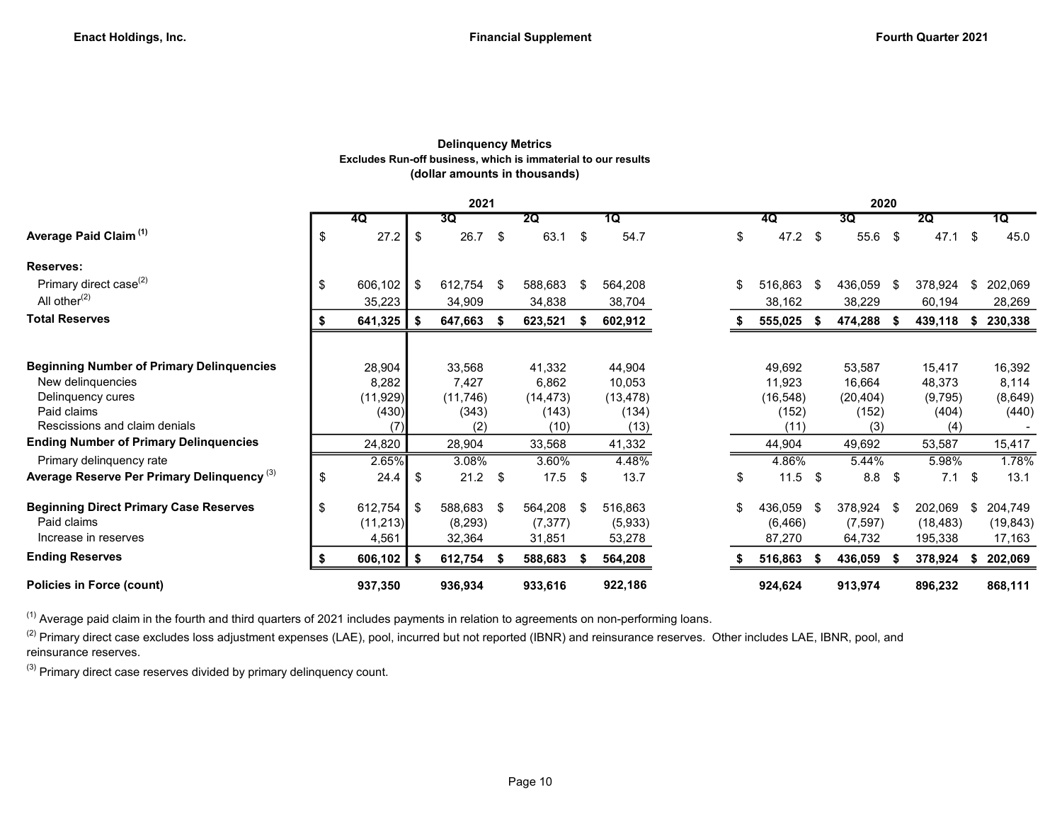## Delinquency Metrics

**Excludes Run-off business, which is immaterial to our results**

**(dollar amounts in thousands)**

| | 2021 | | | | 2020 | | | |
|---|---|---|---|---|---|---|---|---|
| | 4Q | 3Q | 2Q | 1Q | 4Q | 3Q | 2Q | 1Q |
| **Average Paid Claim** [1] | $ 27.2 | $ 26.7 | $ 63.1 | $ 54.7 | $ 47.2 | $ 55.6 | $ 47.1 | $ 45.0 |
| **Reserves:** | | | | | | | | |
| Primary direct case[2] | $ 606,102 | $ 612,754 | $ 588,683 | $ 564,208 | $ 516,863 | $ 436,059 | $ 378,924 | $ 202,069 |
| All other[2] | 35,223 | 34,909 | 34,838 | 38,704 | 38,162 | 38,229 | 60,194 | 28,269 |
| **Total Reserves** | **$ 641,325** | **$ 647,663** | **$ 623,521** | **$ 602,912** | **$ 555,025** | **$ 474,288** | **$ 439,118** | **$ 230,338** |
| **Beginning Number of Primary Delinquencies** | 28,904 | 33,568 | 41,332 | 44,904 | 49,692 | 53,587 | 15,417 | 16,392 |
| New delinquencies | 8,282 | 7,427 | 6,862 | 10,053 | 11,923 | 16,664 | 48,373 | 8,114 |
| Delinquency cures | (11,929) | (11,746) | (14,473) | (13,478) | (16,548) | (20,404) | (9,795) | (8,649) |
| Paid claims | (430) | (343) | (143) | (134) | (152) | (152) | (404) | (440) |
| Rescissions and claim denials | (7) | (2) | (10) | (13) | (11) | (3) | (4) | - |
| **Ending Number of Primary Delinquencies** | 24,820 | 28,904 | 33,568 | 41,332 | 44,904 | 49,692 | 53,587 | 15,417 |
| Primary delinquency rate | 2.65% | 3.08% | 3.60% | 4.48% | 4.86% | 5.44% | 5.98% | 1.78% |
| **Average Reserve Per Primary Delinquency** [3] | $ 24.4 | $ 21.2 | $ 17.5 | $ 13.7 | $ 11.5 | $ 8.8 | $ 7.1 | $ 13.1 |
| **Beginning Direct Primary Case Reserves** | $ 612,754 | $ 588,683 | $ 564,208 | $ 516,863 | $ 436,059 | $ 378,924 | $ 202,069 | $ 204,749 |
| Paid claims | (11,213) | (8,293) | (7,377) | (5,933) | (6,466) | (7,597) | (18,483) | (19,843) |
| Increase in reserves | 4,561 | 32,364 | 31,851 | 53,278 | 87,270 | 64,732 | 195,338 | 17,163 |
| **Ending Reserves** | **$ 606,102** | **$ 612,754** | **$ 588,683** | **$ 564,208** | **$ 516,863** | **$ 436,059** | **$ 378,924** | **$ 202,069** |
| **Policies in Force (count)** | **937,350** | **936,934** | **933,616** | **922,186** | **924,624** | **913,974** | **896,232** | **868,111** |

[1] Average paid claim in the fourth and third quarters of 2021 includes payments in relation to agreements on non-performing loans.

[2] Primary direct case excludes loss adjustment expenses (LAE), pool, incurred but not reported (IBNR) and reinsurance reserves. Other includes LAE, IBNR, pool, and reinsurance reserves.

[3] Primary direct case reserves divided by primary delinquency count.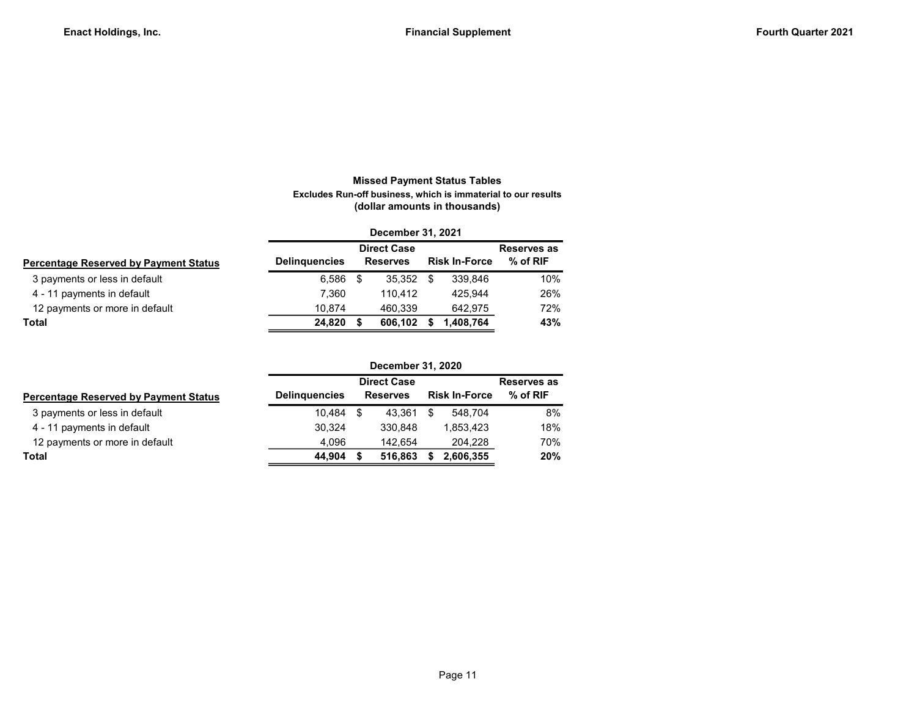## Missed Payment Status Tables

**Excludes Run-off business, which is immaterial to our results**

**(dollar amounts in thousands)**

| | December 31, 2021 | | | |
|---|---|---|---|---|
| **Percentage Reserved by Payment Status** | **Delinquencies** | **Direct Case Reserves** | **Risk In-Force** | **Reserves as % of RIF** |
| 3 payments or less in default | 6,586 | $ 35,352 | $ 339,846 | 10% |
| 4 - 11 payments in default | 7,360 | 110,412 | 425,944 | 26% |
| 12 payments or more in default | 10,874 | 460,339 | 642,975 | 72% |
| **Total** | **24,820** | **$ 606,102** | **$ 1,408,764** | **43%** |

| | December 31, 2020 | | | |
|---|---|---|---|---|
| **Percentage Reserved by Payment Status** | **Delinquencies** | **Direct Case Reserves** | **Risk In-Force** | **Reserves as % of RIF** |
| 3 payments or less in default | 10,484 | $ 43,361 | $ 548,704 | 8% |
| 4 - 11 payments in default | 30,324 | 330,848 | 1,853,423 | 18% |
| 12 payments or more in default | 4,096 | 142,654 | 204,228 | 70% |
| **Total** | **44,904** | **$ 516,863** | **$ 2,606,355** | **20%** |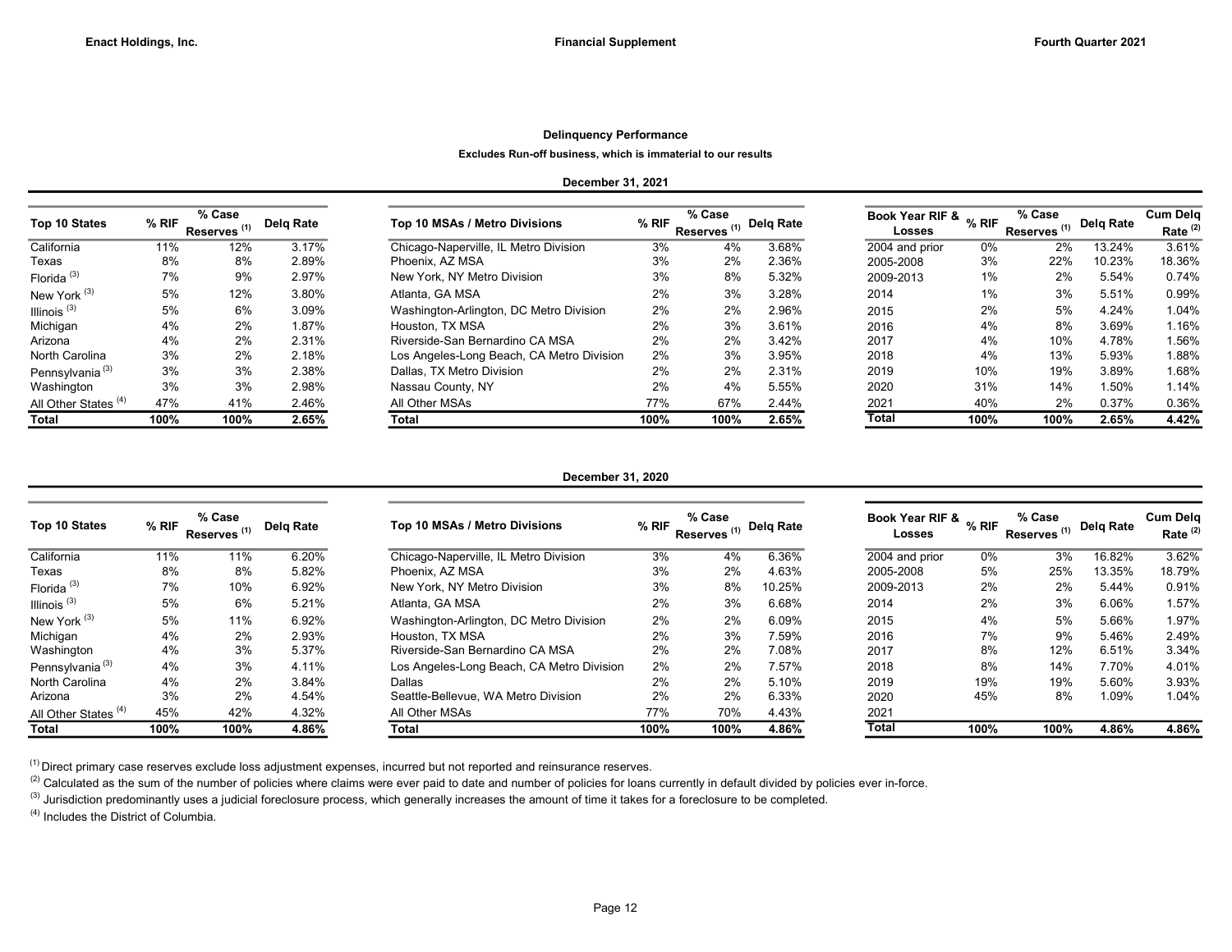## Delinquency Performance

**Excludes Run-off business, which is immaterial to our results**

**December 31, 2021**

| Top 10 States | % RIF | % Case Reserves [1] | Delq Rate |
|---|---|---|---|
| California | 11% | 12% | 3.17% |
| Texas | 8% | 8% | 2.89% |
| Florida [3] | 7% | 9% | 2.97% |
| New York [3] | 5% | 12% | 3.80% |
| Illinois [3] | 5% | 6% | 3.09% |
| Michigan | 4% | 2% | 1.87% |
| Arizona | 4% | 2% | 2.31% |
| North Carolina | 3% | 2% | 2.18% |
| Pennsylvania [3] | 3% | 3% | 2.38% |
| Washington | 3% | 3% | 2.98% |
| All Other States [4] | 47% | 41% | 2.46% |
| **Total** | **100%** | **100%** | **2.65%** |

| Top 10 MSAs / Metro Divisions | % RIF | % Case Reserves [1] | Delq Rate |
|---|---|---|---|
| Chicago-Naperville, IL Metro Division | 3% | 4% | 3.68% |
| Phoenix, AZ MSA | 3% | 2% | 2.36% |
| New York, NY Metro Division | 3% | 8% | 5.32% |
| Atlanta, GA MSA | 2% | 3% | 3.28% |
| Washington-Arlington, DC Metro Division | 2% | 2% | 2.96% |
| Houston, TX MSA | 2% | 3% | 3.61% |
| Riverside-San Bernardino CA MSA | 2% | 2% | 3.42% |
| Los Angeles-Long Beach, CA Metro Division | 2% | 3% | 3.95% |
| Dallas, TX Metro Division | 2% | 2% | 2.31% |
| Nassau County, NY | 2% | 4% | 5.55% |
| All Other MSAs | 77% | 67% | 2.44% |
| **Total** | **100%** | **100%** | **2.65%** |

| Book Year RIF & Losses | % RIF | % Case Reserves [1] | Delq Rate | Cum Delq Rate [2] |
|---|---|---|---|---|
| 2004 and prior | 0% | 2% | 13.24% | 3.61% |
| 2005-2008 | 3% | 22% | 10.23% | 18.36% |
| 2009-2013 | 1% | 2% | 5.54% | 0.74% |
| 2014 | 1% | 3% | 5.51% | 0.99% |
| 2015 | 2% | 5% | 4.24% | 1.04% |
| 2016 | 4% | 8% | 3.69% | 1.16% |
| 2017 | 4% | 10% | 4.78% | 1.56% |
| 2018 | 4% | 13% | 5.93% | 1.88% |
| 2019 | 10% | 19% | 3.89% | 1.68% |
| 2020 | 31% | 14% | 1.50% | 1.14% |
| 2021 | 40% | 2% | 0.37% | 0.36% |
| **Total** | **100%** | **100%** | **2.65%** | **4.42%** |

**December 31, 2020**

| Top 10 States | % RIF | % Case Reserves [1] | Delq Rate |
|---|---|---|---|
| California | 11% | 11% | 6.20% |
| Texas | 8% | 8% | 5.82% |
| Florida [3] | 7% | 10% | 6.92% |
| Illinois [3] | 5% | 6% | 5.21% |
| New York [3] | 5% | 11% | 6.92% |
| Michigan | 4% | 2% | 2.93% |
| Washington | 4% | 3% | 5.37% |
| Pennsylvania [3] | 4% | 3% | 4.11% |
| North Carolina | 4% | 2% | 3.84% |
| Arizona | 3% | 2% | 4.54% |
| All Other States [4] | 45% | 42% | 4.32% |
| **Total** | **100%** | **100%** | **4.86%** |

| Top 10 MSAs / Metro Divisions | % RIF | % Case Reserves [1] | Delq Rate |
|---|---|---|---|
| Chicago-Naperville, IL Metro Division | 3% | 4% | 6.36% |
| Phoenix, AZ MSA | 3% | 2% | 4.63% |
| New York, NY Metro Division | 3% | 8% | 10.25% |
| Atlanta, GA MSA | 2% | 3% | 6.68% |
| Washington-Arlington, DC Metro Division | 2% | 2% | 6.09% |
| Houston, TX MSA | 2% | 3% | 7.59% |
| Riverside-San Bernardino CA MSA | 2% | 2% | 7.08% |
| Los Angeles-Long Beach, CA Metro Division | 2% | 2% | 7.57% |
| Dallas | 2% | 2% | 5.10% |
| Seattle-Bellevue, WA Metro Division | 2% | 2% | 6.33% |
| All Other MSAs | 77% | 70% | 4.43% |
| **Total** | **100%** | **100%** | **4.86%** |

| Book Year RIF & Losses | % RIF | % Case Reserves [1] | Delq Rate | Cum Delq Rate [2] |
|---|---|---|---|---|
| 2004 and prior | 0% | 3% | 16.82% | 3.62% |
| 2005-2008 | 5% | 25% | 13.35% | 18.79% |
| 2009-2013 | 2% | 2% | 5.44% | 0.91% |
| 2014 | 2% | 3% | 6.06% | 1.57% |
| 2015 | 4% | 5% | 5.66% | 1.97% |
| 2016 | 7% | 9% | 5.46% | 2.49% |
| 2017 | 8% | 12% | 6.51% | 3.34% |
| 2018 | 8% | 14% | 7.70% | 4.01% |
| 2019 | 19% | 19% | 5.60% | 3.93% |
| 2020 | 45% | 8% | 1.09% | 1.04% |
| 2021 | | | | |
| **Total** | **100%** | **100%** | **4.86%** | **4.86%** |

[1] Direct primary case reserves exclude loss adjustment expenses, incurred but not reported and reinsurance reserves.

[2] Calculated as the sum of the number of policies where claims were ever paid to date and number of policies for loans currently in default divided by policies ever in-force.

[3] Jurisdiction predominantly uses a judicial foreclosure process, which generally increases the amount of time it takes for a foreclosure to be completed.

[4] Includes the District of Columbia.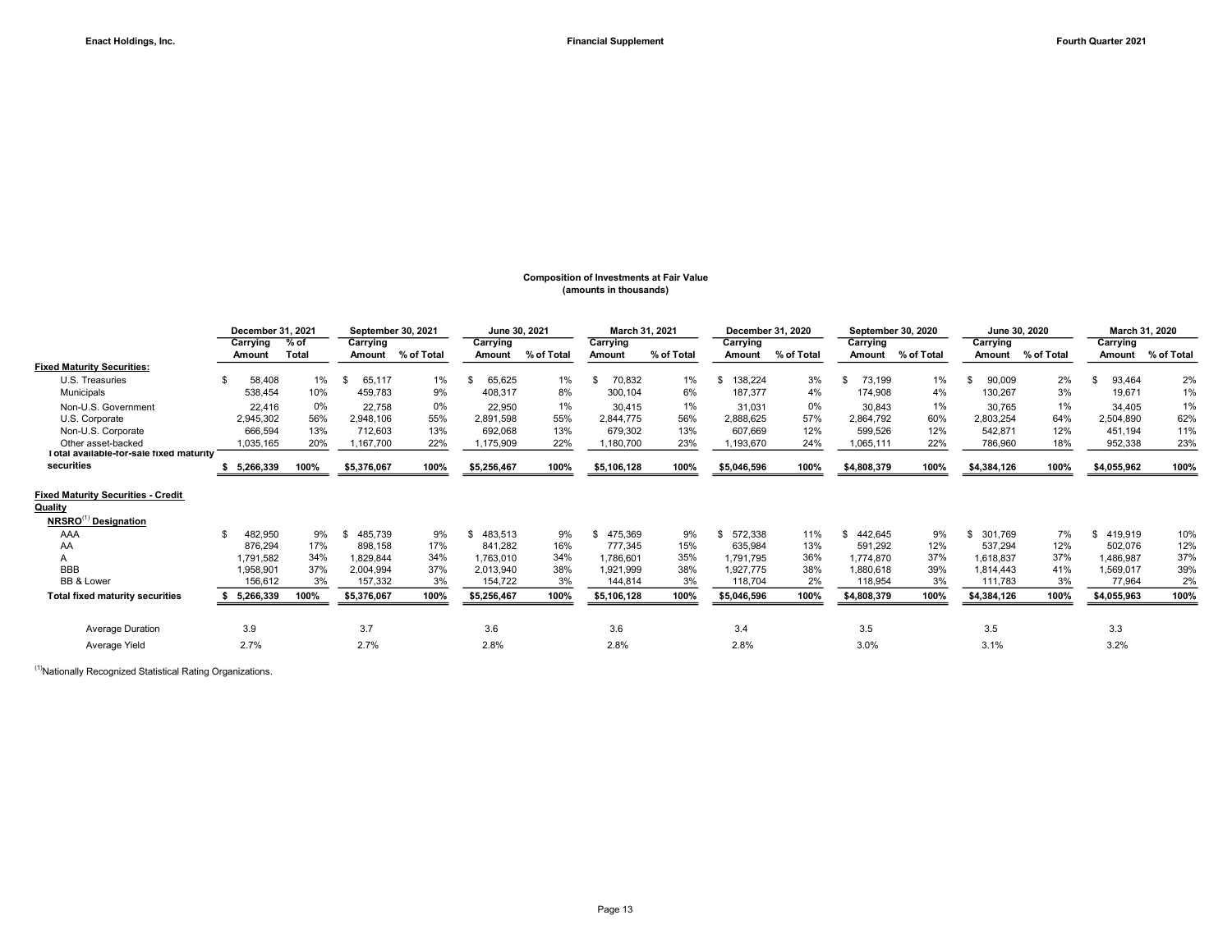## Composition of Investments at Fair Value
(amounts in thousands)

| | December 31, 2021 | | September 30, 2021 | | June 30, 2021 | | March 31, 2021 | | December 31, 2020 | | September 30, 2020 | | June 30, 2020 | | March 31, 2020 | |
|---|---|---|---|---|---|---|---|---|---|---|---|---|---|---|---|---|
| | Carrying Amount | % of Total | Carrying Amount | % of Total | Carrying Amount | % of Total | Carrying Amount | % of Total | Carrying Amount | % of Total | Carrying Amount | % of Total | Carrying Amount | % of Total | Carrying Amount | % of Total |
| **Fixed Maturity Securities:** | | | | | | | | | | | | | | | | |
| U.S. Treasuries | $ 58,408 | 1% | $ 65,117 | 1% | $ 65,625 | 1% | $ 70,832 | 1% | $ 138,224 | 3% | $ 73,199 | 1% | $ 90,009 | 2% | $ 93,464 | 2% |
| Municipals | 538,454 | 10% | 459,783 | 9% | 408,317 | 8% | 300,104 | 6% | 187,377 | 4% | 174,908 | 4% | 130,267 | 3% | 19,671 | 1% |
| Non-U.S. Government | 22,416 | 0% | 22,758 | 0% | 22,950 | 1% | 30,415 | 1% | 31,031 | 0% | 30,843 | 1% | 30,765 | 1% | 34,405 | 1% |
| U.S. Corporate | 2,945,302 | 56% | 2,948,106 | 55% | 2,891,598 | 55% | 2,844,775 | 56% | 2,888,625 | 57% | 2,864,792 | 60% | 2,803,254 | 64% | 2,504,890 | 62% |
| Non-U.S. Corporate | 666,594 | 13% | 712,603 | 13% | 692,068 | 13% | 679,302 | 13% | 607,669 | 12% | 599,526 | 12% | 542,871 | 12% | 451,194 | 11% |
| Other asset-backed | 1,035,165 | 20% | 1,167,700 | 22% | 1,175,909 | 22% | 1,180,700 | 23% | 1,193,670 | 24% | 1,065,111 | 22% | 786,960 | 18% | 952,338 | 23% |
| **Total available-for-sale fixed maturity securities** | **$ 5,266,339** | **100%** | **$5,376,067** | **100%** | **$5,256,467** | **100%** | **$5,106,128** | **100%** | **$5,046,596** | **100%** | **$4,808,379** | **100%** | **$4,384,126** | **100%** | **$4,055,962** | **100%** |
| **Fixed Maturity Securities - Credit Quality** | | | | | | | | | | | | | | | | |
| **NRSRO[(1)] Designation** | | | | | | | | | | | | | | | | |
| AAA | $ 482,950 | 9% | $ 485,739 | 9% | $ 483,513 | 9% | $ 475,369 | 9% | $ 572,338 | 11% | $ 442,645 | 9% | $ 301,769 | 7% | $ 419,919 | 10% |
| AA | 876,294 | 17% | 898,158 | 17% | 841,282 | 16% | 777,345 | 15% | 635,984 | 13% | 591,292 | 12% | 537,294 | 12% | 502,076 | 12% |
| A | 1,791,582 | 34% | 1,829,844 | 34% | 1,763,010 | 34% | 1,786,601 | 35% | 1,791,795 | 36% | 1,774,870 | 37% | 1,618,837 | 37% | 1,486,987 | 37% |
| BBB | 1,958,901 | 37% | 2,004,994 | 37% | 2,013,940 | 38% | 1,921,999 | 38% | 1,927,775 | 38% | 1,880,618 | 39% | 1,814,443 | 41% | 1,569,017 | 39% |
| BB & Lower | 156,612 | 3% | 157,332 | 3% | 154,722 | 3% | 144,814 | 3% | 118,704 | 2% | 118,954 | 3% | 111,783 | 3% | 77,964 | 2% |
| **Total fixed maturity securities** | **$ 5,266,339** | **100%** | **$5,376,067** | **100%** | **$5,256,467** | **100%** | **$5,106,128** | **100%** | **$5,046,596** | **100%** | **$4,808,379** | **100%** | **$4,384,126** | **100%** | **$4,055,963** | **100%** |
| Average Duration | 3.9 | | 3.7 | | 3.6 | | 3.6 | | 3.4 | | 3.5 | | 3.5 | | 3.3 | |
| Average Yield | 2.7% | | 2.7% | | 2.8% | | 2.8% | | 2.8% | | 3.0% | | 3.1% | | 3.2% | |

[(1)] Nationally Recognized Statistical Rating Organizations.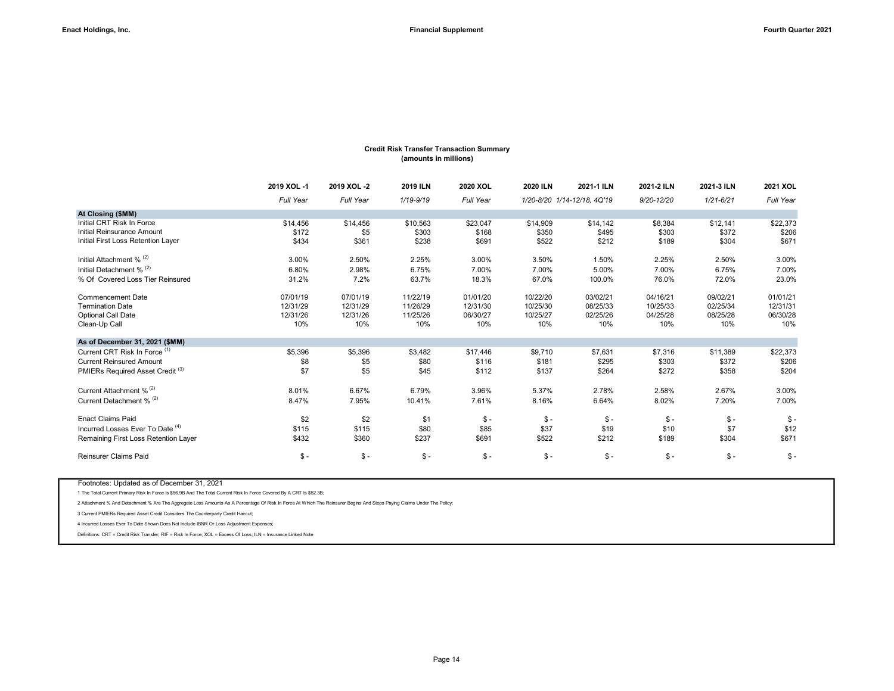## Credit Risk Transfer Transaction Summary
**(amounts in millions)**

| | 2019 XOL -1 | 2019 XOL -2 | 2019 ILN | 2020 XOL | 2020 ILN | 2021-1 ILN | 2021-2 ILN | 2021-3 ILN | 2021 XOL |
|---|---|---|---|---|---|---|---|---|---|
| | *Full Year* | *Full Year* | *1/19-9/19* | *Full Year* | *1/20-8/20* | *1/14-12/18, 4Q'19* | *9/20-12/20* | *1/21-6/21* | *Full Year* |
| **At Closing ($MM)** | | | | | | | | | |
| Initial CRT Risk In Force | $14,456 | $14,456 | $10,563 | $23,047 | $14,909 | $14,142 | $8,384 | $12,141 | $22,373 |
| Initial Reinsurance Amount | $172 | $5 | $303 | $168 | $350 | $495 | $303 | $372 | $206 |
| Initial First Loss Retention Layer | $434 | $361 | $238 | $691 | $522 | $212 | $189 | $304 | $671 |
| Initial Attachment % [(2)] | 3.00% | 2.50% | 2.25% | 3.00% | 3.50% | 1.50% | 2.25% | 2.50% | 3.00% |
| Initial Detachment % [(2)] | 6.80% | 2.98% | 6.75% | 7.00% | 7.00% | 5.00% | 7.00% | 6.75% | 7.00% |
| % Of Covered Loss Tier Reinsured | 31.2% | 7.2% | 63.7% | 18.3% | 67.0% | 100.0% | 76.0% | 72.0% | 23.0% |
| Commencement Date | 07/01/19 | 07/01/19 | 11/22/19 | 01/01/20 | 10/22/20 | 03/02/21 | 04/16/21 | 09/02/21 | 01/01/21 |
| Termination Date | 12/31/29 | 12/31/29 | 11/26/29 | 12/31/30 | 10/25/30 | 08/25/33 | 10/25/33 | 02/25/34 | 12/31/31 |
| Optional Call Date | 12/31/26 | 12/31/26 | 11/25/26 | 06/30/27 | 10/25/27 | 02/25/26 | 04/25/28 | 08/25/28 | 06/30/28 |
| Clean-Up Call | 10% | 10% | 10% | 10% | 10% | 10% | 10% | 10% | 10% |
| **As of December 31, 2021 ($MM)** | | | | | | | | | |
| Current CRT Risk In Force [(1)] | $5,396 | $5,396 | $3,482 | $17,446 | $9,710 | $7,631 | $7,316 | $11,389 | $22,373 |
| Current Reinsured Amount | $8 | $5 | $80 | $116 | $181 | $295 | $303 | $372 | $206 |
| PMIERs Required Asset Credit [(3)] | $7 | $5 | $45 | $112 | $137 | $264 | $272 | $358 | $204 |
| Current Attachment % [(2)] | 8.01% | 6.67% | 6.79% | 3.96% | 5.37% | 2.78% | 2.58% | 2.67% | 3.00% |
| Current Detachment % [(2)] | 8.47% | 7.95% | 10.41% | 7.61% | 8.16% | 6.64% | 8.02% | 7.20% | 7.00% |
| Enact Claims Paid | $2 | $2 | $1 | $ - | $ - | $ - | $ - | $ - | $ - |
| Incurred Losses Ever To Date [(4)] | $115 | $115 | $80 | $85 | $37 | $19 | $10 | $7 | $12 |
| Remaining First Loss Retention Layer | $432 | $360 | $237 | $691 | $522 | $212 | $189 | $304 | $671 |
| Reinsurer Claims Paid | $ - | $ - | $ - | $ - | $ - | $ - | $ - | $ - | $ - |

Footnotes: Updated as of December 31, 2021

1 The Total Current Primary Risk In Force Is $56.9B And The Total Current Risk In Force Covered By A CRT Is $52.3B;

2 Attachment % And Detachment % Are The Aggregate Loss Amounts As A Percentage Of Risk In Force At Which The Reinsurer Begins And Stops Paying Claims Under The Policy;

3 Current PMIERs Required Asset Credit Considers The Counterparty Credit Haircut;

4 Incurred Losses Ever To Date Shown Does Not Include IBNR Or Loss Adjustment Expenses;

Definitions: CRT = Credit Risk Transfer; RIF = Risk In Force; XOL = Excess Of Loss; ILN = Insurance Linked Note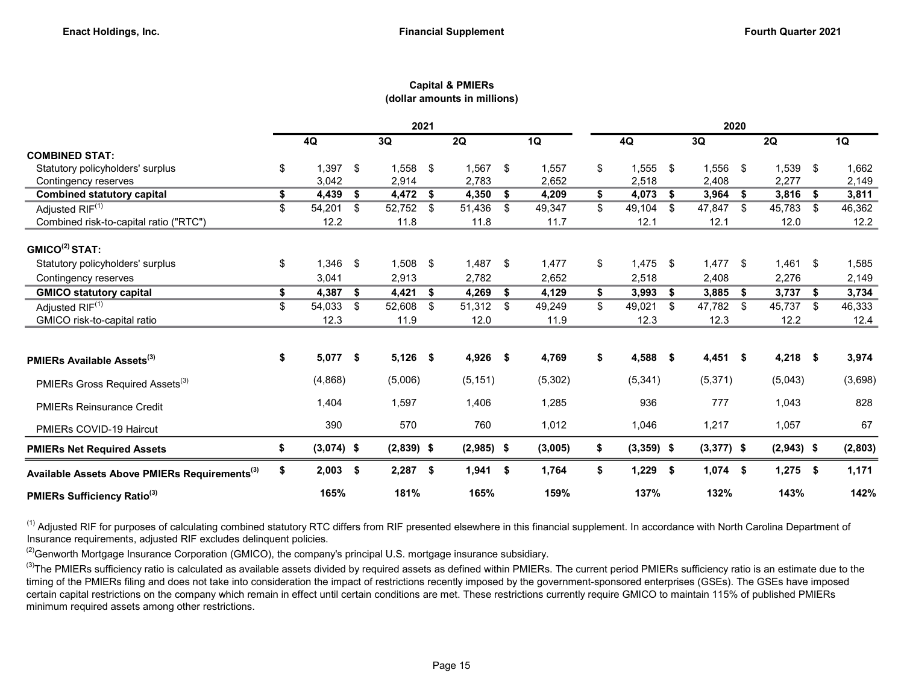## Capital & PMIERs
### (dollar amounts in millions)

| | 2021 4Q | 2021 3Q | 2021 2Q | 2021 1Q | 2020 4Q | 2020 3Q | 2020 2Q | 2020 1Q |
|---|---|---|---|---|---|---|---|---|
| **COMBINED STAT:** | | | | | | | | |
| Statutory policyholders' surplus | $ 1,397 | $ 1,558 | $ 1,567 | $ 1,557 | $ 1,555 | $ 1,556 | $ 1,539 | $ 1,662 |
| Contingency reserves | 3,042 | 2,914 | 2,783 | 2,652 | 2,518 | 2,408 | 2,277 | 2,149 |
| **Combined statutory capital** | **$ 4,439** | **$ 4,472** | **$ 4,350** | **$ 4,209** | **$ 4,073** | **$ 3,964** | **$ 3,816** | **$ 3,811** |
| Adjusted RIF[1] | $ 54,201 | $ 52,752 | $ 51,436 | $ 49,347 | $ 49,104 | $ 47,847 | $ 45,783 | $ 46,362 |
| Combined risk-to-capital ratio ("RTC") | 12.2 | 11.8 | 11.8 | 11.7 | 12.1 | 12.1 | 12.0 | 12.2 |
| **GMICO[2] STAT:** | | | | | | | | |
| Statutory policyholders' surplus | $ 1,346 | $ 1,508 | $ 1,487 | $ 1,477 | $ 1,475 | $ 1,477 | $ 1,461 | $ 1,585 |
| Contingency reserves | 3,041 | 2,913 | 2,782 | 2,652 | 2,518 | 2,408 | 2,276 | 2,149 |
| **GMICO statutory capital** | **$ 4,387** | **$ 4,421** | **$ 4,269** | **$ 4,129** | **$ 3,993** | **$ 3,885** | **$ 3,737** | **$ 3,734** |
| Adjusted RIF[1] | $ 54,033 | $ 52,608 | $ 51,312 | $ 49,249 | $ 49,021 | $ 47,782 | $ 45,737 | $ 46,333 |
| GMICO risk-to-capital ratio | 12.3 | 11.9 | 12.0 | 11.9 | 12.3 | 12.3 | 12.2 | 12.4 |
| **PMIERs Available Assets[3]** | **$ 5,077** | **$ 5,126** | **$ 4,926** | **$ 4,769** | **$ 4,588** | **$ 4,451** | **$ 4,218** | **$ 3,974** |
| PMIERs Gross Required Assets[3] | (4,868) | (5,006) | (5,151) | (5,302) | (5,341) | (5,371) | (5,043) | (3,698) |
| PMIERs Reinsurance Credit | 1,404 | 1,597 | 1,406 | 1,285 | 936 | 777 | 1,043 | 828 |
| PMIERs COVID-19 Haircut | 390 | 570 | 760 | 1,012 | 1,046 | 1,217 | 1,057 | 67 |
| **PMIERs Net Required Assets** | **$ (3,074)** | **$ (2,839)** | **$ (2,985)** | **$ (3,005)** | **$ (3,359)** | **$ (3,377)** | **$ (2,943)** | **$ (2,803)** |
| **Available Assets Above PMIERs Requirements[3]** | **$ 2,003** | **$ 2,287** | **$ 1,941** | **$ 1,764** | **$ 1,229** | **$ 1,074** | **$ 1,275** | **$ 1,171** |
| **PMIERs Sufficiency Ratio[3]** | **165%** | **181%** | **165%** | **159%** | **137%** | **132%** | **143%** | **142%** |

[1] Adjusted RIF for purposes of calculating combined statutory RTC differs from RIF presented elsewhere in this financial supplement. In accordance with North Carolina Department of Insurance requirements, adjusted RIF excludes delinquent policies.

[2] Genworth Mortgage Insurance Corporation (GMICO), the company's principal U.S. mortgage insurance subsidiary.

[3] The PMIERs sufficiency ratio is calculated as available assets divided by required assets as defined within PMIERs. The current period PMIERs sufficiency ratio is an estimate due to the timing of the PMIERs filing and does not take into consideration the impact of restrictions recently imposed by the government-sponsored enterprises (GSEs). The GSEs have imposed certain capital restrictions on the company which remain in effect until certain conditions are met. These restrictions currently require GMICO to maintain 115% of published PMIERs minimum required assets among other restrictions.